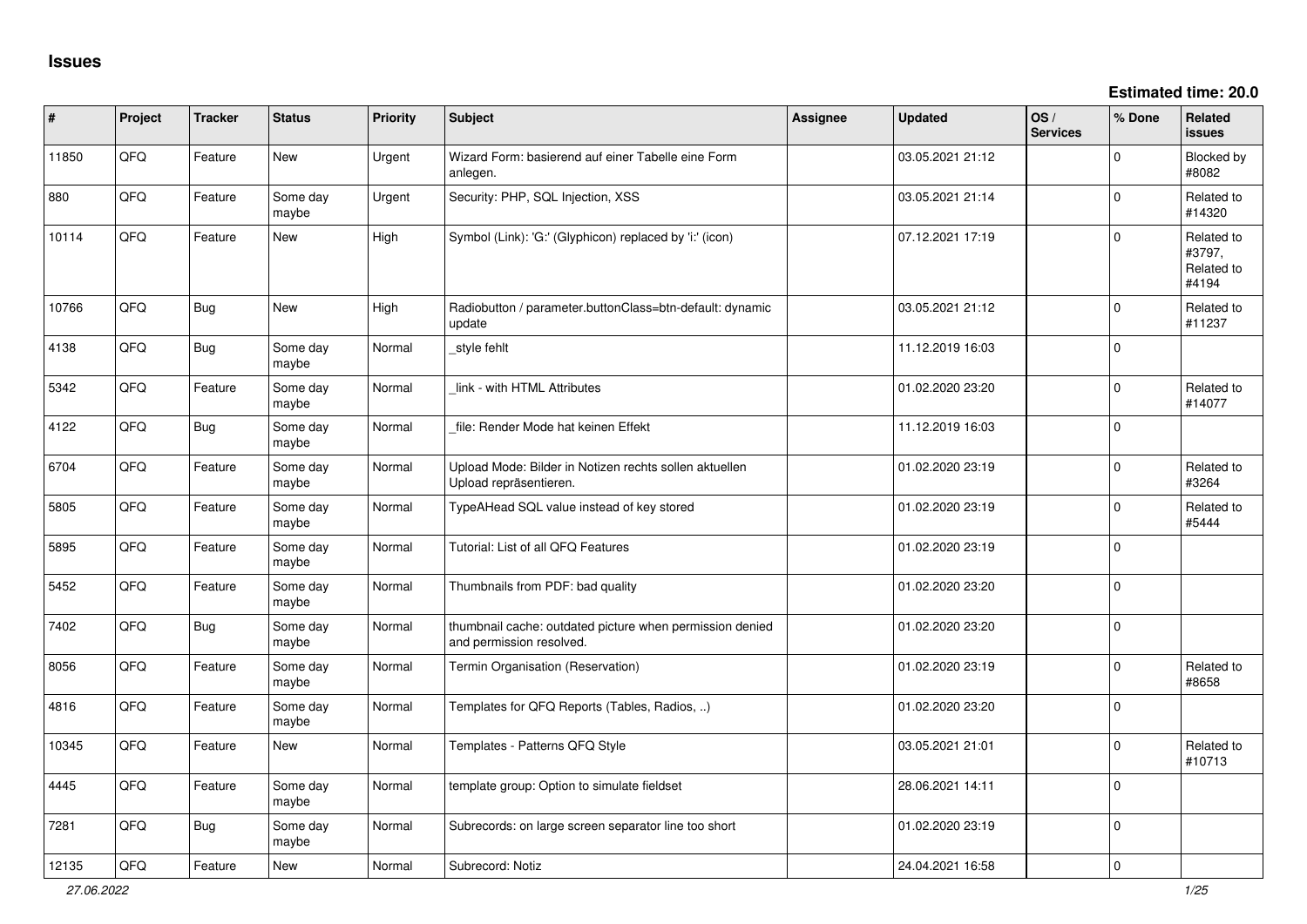# Issues

**Estimated time: 20.0**

| # | Project | Tracker | Status | Priority | Subject | Assignee | Updated | OS / Services | % Done | Related issues |
|---|---|---|---|---|---|---|---|---|---|---|
| 11850 | QFQ | Feature | New | Urgent | Wizard Form: basierend auf einer Tabelle eine Form anlegen. | | 03.05.2021 21:12 | | 0 | Blocked by #8082 |
| 880 | QFQ | Feature | Some day maybe | Urgent | Security: PHP, SQL Injection, XSS | | 03.05.2021 21:14 | | 0 | Related to #14320 |
| 10114 | QFQ | Feature | New | High | Symbol (Link): 'G:' (Glyphicon) replaced by 'i:' (icon) | | 07.12.2021 17:19 | | 0 | Related to #3797, Related to #4194 |
| 10766 | QFQ | Bug | New | High | Radiobutton / parameter.buttonClass=btn-default: dynamic update | | 03.05.2021 21:12 | | 0 | Related to #11237 |
| 4138 | QFQ | Bug | Some day maybe | Normal | _style fehlt | | 11.12.2019 16:03 | | 0 | |
| 5342 | QFQ | Feature | Some day maybe | Normal | _link - with HTML Attributes | | 01.02.2020 23:20 | | 0 | Related to #14077 |
| 4122 | QFQ | Bug | Some day maybe | Normal | _file: Render Mode hat keinen Effekt | | 11.12.2019 16:03 | | 0 | |
| 6704 | QFQ | Feature | Some day maybe | Normal | Upload Mode: Bilder in Notizen rechts sollen aktuellen Upload repräsentieren. | | 01.02.2020 23:19 | | 0 | Related to #3264 |
| 5805 | QFQ | Feature | Some day maybe | Normal | TypeAHead SQL value instead of key stored | | 01.02.2020 23:19 | | 0 | Related to #5444 |
| 5895 | QFQ | Feature | Some day maybe | Normal | Tutorial: List of all QFQ Features | | 01.02.2020 23:19 | | 0 | |
| 5452 | QFQ | Feature | Some day maybe | Normal | Thumbnails from PDF: bad quality | | 01.02.2020 23:20 | | 0 | |
| 7402 | QFQ | Bug | Some day maybe | Normal | thumbnail cache: outdated picture when permission denied and permission resolved. | | 01.02.2020 23:20 | | 0 | |
| 8056 | QFQ | Feature | Some day maybe | Normal | Termin Organisation (Reservation) | | 01.02.2020 23:19 | | 0 | Related to #8658 |
| 4816 | QFQ | Feature | Some day maybe | Normal | Templates for QFQ Reports (Tables, Radios, ..) | | 01.02.2020 23:20 | | 0 | |
| 10345 | QFQ | Feature | New | Normal | Templates - Patterns QFQ Style | | 03.05.2021 21:01 | | 0 | Related to #10713 |
| 4445 | QFQ | Feature | Some day maybe | Normal | template group: Option to simulate fieldset | | 28.06.2021 14:11 | | 0 | |
| 7281 | QFQ | Bug | Some day maybe | Normal | Subrecords: on large screen separator line too short | | 01.02.2020 23:19 | | 0 | |
| 12135 | QFQ | Feature | New | Normal | Subrecord: Notiz | | 24.04.2021 16:58 | | 0 | |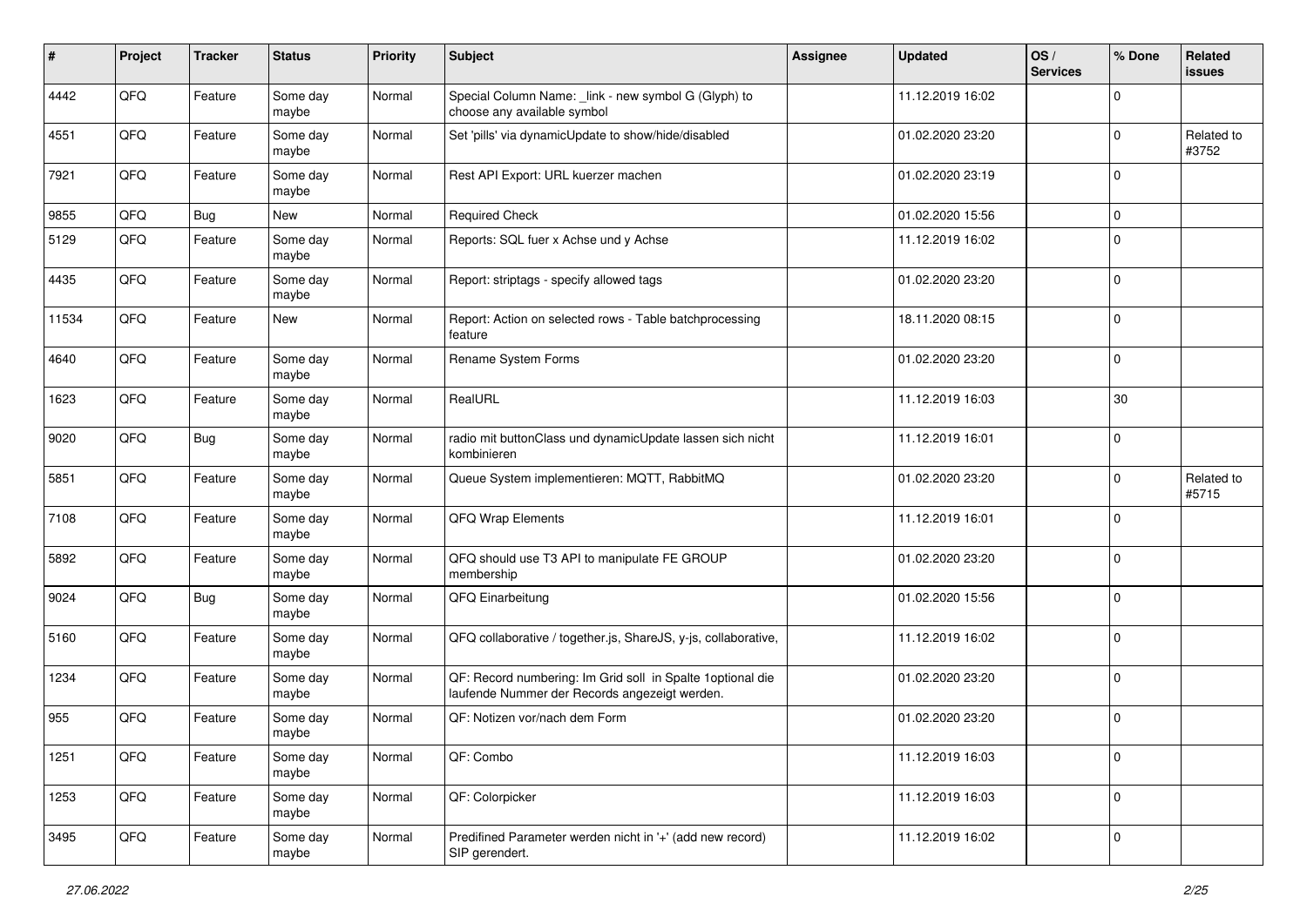| # | Project | Tracker | Status | Priority | Subject | Assignee | Updated | OS / Services | % Done | Related issues |
|---|---|---|---|---|---|---|---|---|---|---|
| 4442 | QFQ | Feature | Some day maybe | Normal | Special Column Name: _link - new symbol G (Glyph) to choose any available symbol | | 11.12.2019 16:02 | | 0 | |
| 4551 | QFQ | Feature | Some day maybe | Normal | Set 'pills' via dynamicUpdate to show/hide/disabled | | 01.02.2020 23:20 | | 0 | Related to #3752 |
| 7921 | QFQ | Feature | Some day maybe | Normal | Rest API Export: URL kuerzer machen | | 01.02.2020 23:19 | | 0 | |
| 9855 | QFQ | Bug | New | Normal | Required Check | | 01.02.2020 15:56 | | 0 | |
| 5129 | QFQ | Feature | Some day maybe | Normal | Reports: SQL fuer x Achse und y Achse | | 11.12.2019 16:02 | | 0 | |
| 4435 | QFQ | Feature | Some day maybe | Normal | Report: striptags - specify allowed tags | | 01.02.2020 23:20 | | 0 | |
| 11534 | QFQ | Feature | New | Normal | Report: Action on selected rows - Table batchprocessing feature | | 18.11.2020 08:15 | | 0 | |
| 4640 | QFQ | Feature | Some day maybe | Normal | Rename System Forms | | 01.02.2020 23:20 | | 0 | |
| 1623 | QFQ | Feature | Some day maybe | Normal | RealURL | | 11.12.2019 16:03 | | 30 | |
| 9020 | QFQ | Bug | Some day maybe | Normal | radio mit buttonClass und dynamicUpdate lassen sich nicht kombinieren | | 11.12.2019 16:01 | | 0 | |
| 5851 | QFQ | Feature | Some day maybe | Normal | Queue System implementieren: MQTT, RabbitMQ | | 01.02.2020 23:20 | | 0 | Related to #5715 |
| 7108 | QFQ | Feature | Some day maybe | Normal | QFQ Wrap Elements | | 11.12.2019 16:01 | | 0 | |
| 5892 | QFQ | Feature | Some day maybe | Normal | QFQ should use T3 API to manipulate FE GROUP membership | | 01.02.2020 23:20 | | 0 | |
| 9024 | QFQ | Bug | Some day maybe | Normal | QFQ Einarbeitung | | 01.02.2020 15:56 | | 0 | |
| 5160 | QFQ | Feature | Some day maybe | Normal | QFQ collaborative / together.js, ShareJS, y-js, collaborative, | | 11.12.2019 16:02 | | 0 | |
| 1234 | QFQ | Feature | Some day maybe | Normal | QF: Record numbering: Im Grid soll in Spalte 1optional die laufende Nummer der Records angezeigt werden. | | 01.02.2020 23:20 | | 0 | |
| 955 | QFQ | Feature | Some day maybe | Normal | QF: Notizen vor/nach dem Form | | 01.02.2020 23:20 | | 0 | |
| 1251 | QFQ | Feature | Some day maybe | Normal | QF: Combo | | 11.12.2019 16:03 | | 0 | |
| 1253 | QFQ | Feature | Some day maybe | Normal | QF: Colorpicker | | 11.12.2019 16:03 | | 0 | |
| 3495 | QFQ | Feature | Some day maybe | Normal | Predifined Parameter werden nicht in '+' (add new record) SIP gerendert. | | 11.12.2019 16:02 | | 0 | |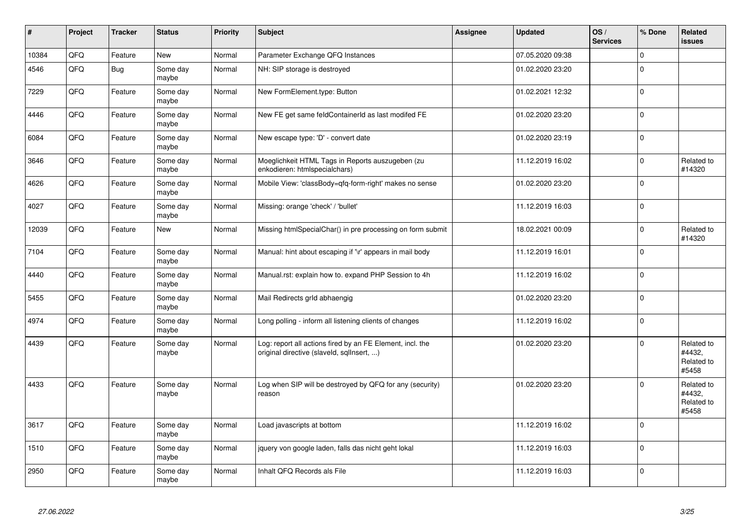| # | Project | Tracker | Status | Priority | Subject | Assignee | Updated | OS / Services | % Done | Related issues |
|---|---|---|---|---|---|---|---|---|---|---|
| 10384 | QFQ | Feature | New | Normal | Parameter Exchange QFQ Instances | | 07.05.2020 09:38 | | 0 | |
| 4546 | QFQ | Bug | Some day maybe | Normal | NH: SIP storage is destroyed | | 01.02.2020 23:20 | | 0 | |
| 7229 | QFQ | Feature | Some day maybe | Normal | New FormElement.type: Button | | 01.02.2021 12:32 | | 0 | |
| 4446 | QFQ | Feature | Some day maybe | Normal | New FE get same feldContainerId as last modifed FE | | 01.02.2020 23:20 | | 0 | |
| 6084 | QFQ | Feature | Some day maybe | Normal | New escape type: 'D' - convert date | | 01.02.2020 23:19 | | 0 | |
| 3646 | QFQ | Feature | Some day maybe | Normal | Moeglichkeit HTML Tags in Reports auszugeben (zu enkodieren: htmlspecialchars) | | 11.12.2019 16:02 | | 0 | Related to #14320 |
| 4626 | QFQ | Feature | Some day maybe | Normal | Mobile View: 'classBody=qfq-form-right' makes no sense | | 01.02.2020 23:20 | | 0 | |
| 4027 | QFQ | Feature | Some day maybe | Normal | Missing: orange 'check' / 'bullet' | | 11.12.2019 16:03 | | 0 | |
| 12039 | QFQ | Feature | New | Normal | Missing htmlSpecialChar() in pre processing on form submit | | 18.02.2021 00:09 | | 0 | Related to #14320 |
| 7104 | QFQ | Feature | Some day maybe | Normal | Manual: hint about escaping if '\r' appears in mail body | | 11.12.2019 16:01 | | 0 | |
| 4440 | QFQ | Feature | Some day maybe | Normal | Manual.rst: explain how to. expand PHP Session to 4h | | 11.12.2019 16:02 | | 0 | |
| 5455 | QFQ | Feature | Some day maybe | Normal | Mail Redirects grId abhaengig | | 01.02.2020 23:20 | | 0 | |
| 4974 | QFQ | Feature | Some day maybe | Normal | Long polling - inform all listening clients of changes | | 11.12.2019 16:02 | | 0 | |
| 4439 | QFQ | Feature | Some day maybe | Normal | Log: report all actions fired by an FE Element, incl. the original directive (slaveId, sqlInsert, ...) | | 01.02.2020 23:20 | | 0 | Related to #4432, Related to #5458 |
| 4433 | QFQ | Feature | Some day maybe | Normal | Log when SIP will be destroyed by QFQ for any (security) reason | | 01.02.2020 23:20 | | 0 | Related to #4432, Related to #5458 |
| 3617 | QFQ | Feature | Some day maybe | Normal | Load javascripts at bottom | | 11.12.2019 16:02 | | 0 | |
| 1510 | QFQ | Feature | Some day maybe | Normal | jquery von google laden, falls das nicht geht lokal | | 11.12.2019 16:03 | | 0 | |
| 2950 | QFQ | Feature | Some day maybe | Normal | Inhalt QFQ Records als File | | 11.12.2019 16:03 | | 0 | |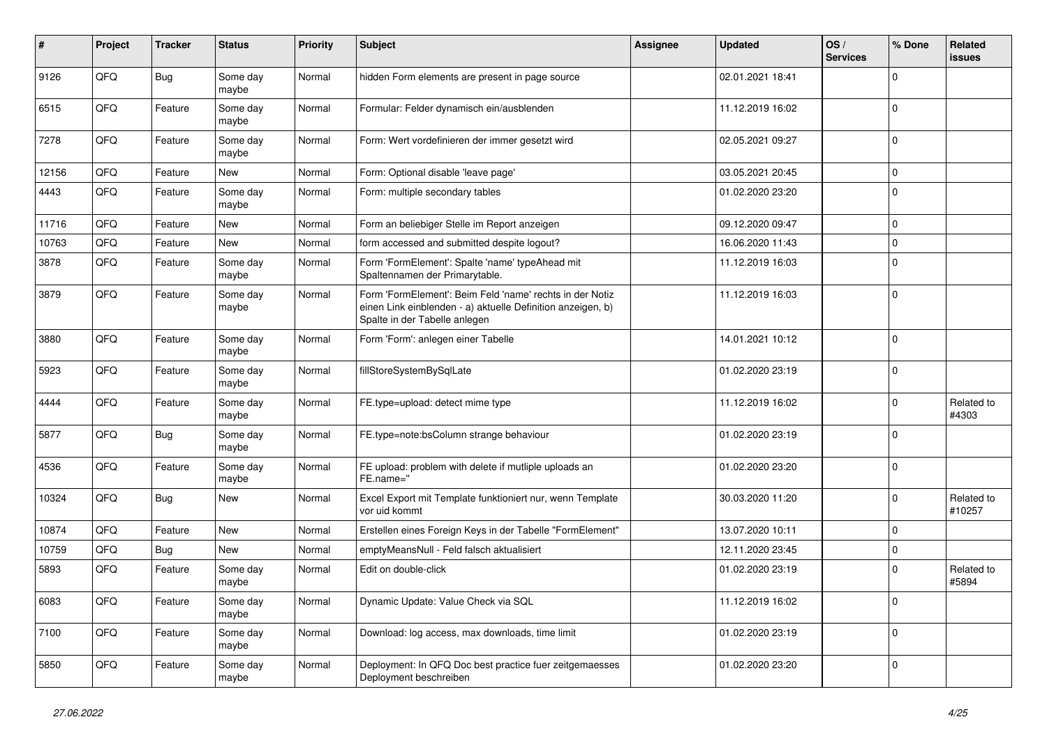| # | Project | Tracker | Status | Priority | Subject | Assignee | Updated | OS / Services | % Done | Related issues |
|---|---|---|---|---|---|---|---|---|---|---|
| 9126 | QFQ | Bug | Some day maybe | Normal | hidden Form elements are present in page source | | 02.01.2021 18:41 | | 0 | |
| 6515 | QFQ | Feature | Some day maybe | Normal | Formular: Felder dynamisch ein/ausblenden | | 11.12.2019 16:02 | | 0 | |
| 7278 | QFQ | Feature | Some day maybe | Normal | Form: Wert vordefinieren der immer gesetzt wird | | 02.05.2021 09:27 | | 0 | |
| 12156 | QFQ | Feature | New | Normal | Form: Optional disable 'leave page' | | 03.05.2021 20:45 | | 0 | |
| 4443 | QFQ | Feature | Some day maybe | Normal | Form: multiple secondary tables | | 01.02.2020 23:20 | | 0 | |
| 11716 | QFQ | Feature | New | Normal | Form an beliebiger Stelle im Report anzeigen | | 09.12.2020 09:47 | | 0 | |
| 10763 | QFQ | Feature | New | Normal | form accessed and submitted despite logout? | | 16.06.2020 11:43 | | 0 | |
| 3878 | QFQ | Feature | Some day maybe | Normal | Form 'FormElement': Spalte 'name' typeAhead mit Spaltennamen der Primarytable. | | 11.12.2019 16:03 | | 0 | |
| 3879 | QFQ | Feature | Some day maybe | Normal | Form 'FormElement': Beim Feld 'name' rechts in der Notiz einen Link einblenden - a) aktuelle Definition anzeigen, b) Spalte in der Tabelle anlegen | | 11.12.2019 16:03 | | 0 | |
| 3880 | QFQ | Feature | Some day maybe | Normal | Form 'Form': anlegen einer Tabelle | | 14.01.2021 10:12 | | 0 | |
| 5923 | QFQ | Feature | Some day maybe | Normal | fillStoreSystemBySqlLate | | 01.02.2020 23:19 | | 0 | |
| 4444 | QFQ | Feature | Some day maybe | Normal | FE.type=upload: detect mime type | | 11.12.2019 16:02 | | 0 | Related to #4303 |
| 5877 | QFQ | Bug | Some day maybe | Normal | FE.type=note:bsColumn strange behaviour | | 01.02.2020 23:19 | | 0 | |
| 4536 | QFQ | Feature | Some day maybe | Normal | FE upload: problem with delete if mutliple uploads an FE.name=" | | 01.02.2020 23:20 | | 0 | |
| 10324 | QFQ | Bug | New | Normal | Excel Export mit Template funktioniert nur, wenn Template vor uid kommt | | 30.03.2020 11:20 | | 0 | Related to #10257 |
| 10874 | QFQ | Feature | New | Normal | Erstellen eines Foreign Keys in der Tabelle "FormElement" | | 13.07.2020 10:11 | | 0 | |
| 10759 | QFQ | Bug | New | Normal | emptyMeansNull - Feld falsch aktualisiert | | 12.11.2020 23:45 | | 0 | |
| 5893 | QFQ | Feature | Some day maybe | Normal | Edit on double-click | | 01.02.2020 23:19 | | 0 | Related to #5894 |
| 6083 | QFQ | Feature | Some day maybe | Normal | Dynamic Update: Value Check via SQL | | 11.12.2019 16:02 | | 0 | |
| 7100 | QFQ | Feature | Some day maybe | Normal | Download: log access, max downloads, time limit | | 01.02.2020 23:19 | | 0 | |
| 5850 | QFQ | Feature | Some day maybe | Normal | Deployment: In QFQ Doc best practice fuer zeitgemaesses Deployment beschreiben | | 01.02.2020 23:20 | | 0 | |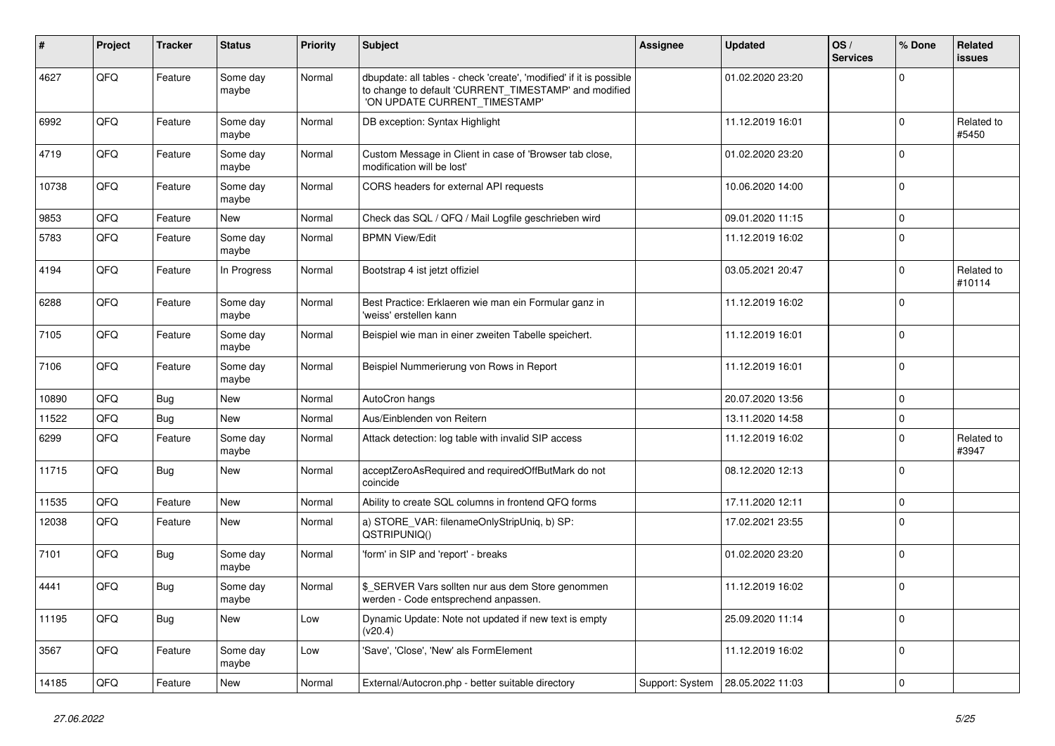| # | Project | Tracker | Status | Priority | Subject | Assignee | Updated | OS / Services | % Done | Related issues |
|---|---|---|---|---|---|---|---|---|---|---|
| 4627 | QFQ | Feature | Some day maybe | Normal | dbupdate: all tables - check 'create', 'modified' if it is possible to change to default 'CURRENT_TIMESTAMP' and modified 'ON UPDATE CURRENT_TIMESTAMP' | | 01.02.2020 23:20 | | 0 | |
| 6992 | QFQ | Feature | Some day maybe | Normal | DB exception: Syntax Highlight | | 11.12.2019 16:01 | | 0 | Related to #5450 |
| 4719 | QFQ | Feature | Some day maybe | Normal | Custom Message in Client in case of 'Browser tab close, modification will be lost' | | 01.02.2020 23:20 | | 0 | |
| 10738 | QFQ | Feature | Some day maybe | Normal | CORS headers for external API requests | | 10.06.2020 14:00 | | 0 | |
| 9853 | QFQ | Feature | New | Normal | Check das SQL / QFQ / Mail Logfile geschrieben wird | | 09.01.2020 11:15 | | 0 | |
| 5783 | QFQ | Feature | Some day maybe | Normal | BPMN View/Edit | | 11.12.2019 16:02 | | 0 | |
| 4194 | QFQ | Feature | In Progress | Normal | Bootstrap 4 ist jetzt offiziel | | 03.05.2021 20:47 | | 0 | Related to #10114 |
| 6288 | QFQ | Feature | Some day maybe | Normal | Best Practice: Erklaeren wie man ein Formular ganz in 'weiss' erstellen kann | | 11.12.2019 16:02 | | 0 | |
| 7105 | QFQ | Feature | Some day maybe | Normal | Beispiel wie man in einer zweiten Tabelle speichert. | | 11.12.2019 16:01 | | 0 | |
| 7106 | QFQ | Feature | Some day maybe | Normal | Beispiel Nummerierung von Rows in Report | | 11.12.2019 16:01 | | 0 | |
| 10890 | QFQ | Bug | New | Normal | AutoCron hangs | | 20.07.2020 13:56 | | 0 | |
| 11522 | QFQ | Bug | New | Normal | Aus/Einblenden von Reitern | | 13.11.2020 14:58 | | 0 | |
| 6299 | QFQ | Feature | Some day maybe | Normal | Attack detection: log table with invalid SIP access | | 11.12.2019 16:02 | | 0 | Related to #3947 |
| 11715 | QFQ | Bug | New | Normal | acceptZeroAsRequired and requiredOffButMark do not coincide | | 08.12.2020 12:13 | | 0 | |
| 11535 | QFQ | Feature | New | Normal | Ability to create SQL columns in frontend QFQ forms | | 17.11.2020 12:11 | | 0 | |
| 12038 | QFQ | Feature | New | Normal | a) STORE_VAR: filenameOnlyStripUniq, b) SP: QSTRIPUNIQ() | | 17.02.2021 23:55 | | 0 | |
| 7101 | QFQ | Bug | Some day maybe | Normal | 'form' in SIP and 'report' - breaks | | 01.02.2020 23:20 | | 0 | |
| 4441 | QFQ | Bug | Some day maybe | Normal | $_SERVER Vars sollten nur aus dem Store genommen werden - Code entsprechend anpassen. | | 11.12.2019 16:02 | | 0 | |
| 11195 | QFQ | Bug | New | Low | Dynamic Update: Note not updated if new text is empty (v20.4) | | 25.09.2020 11:14 | | 0 | |
| 3567 | QFQ | Feature | Some day maybe | Low | 'Save', 'Close', 'New' als FormElement | | 11.12.2019 16:02 | | 0 | |
| 14185 | QFQ | Feature | New | Normal | External/Autocron.php - better suitable directory | Support: System | 28.05.2022 11:03 | | 0 | |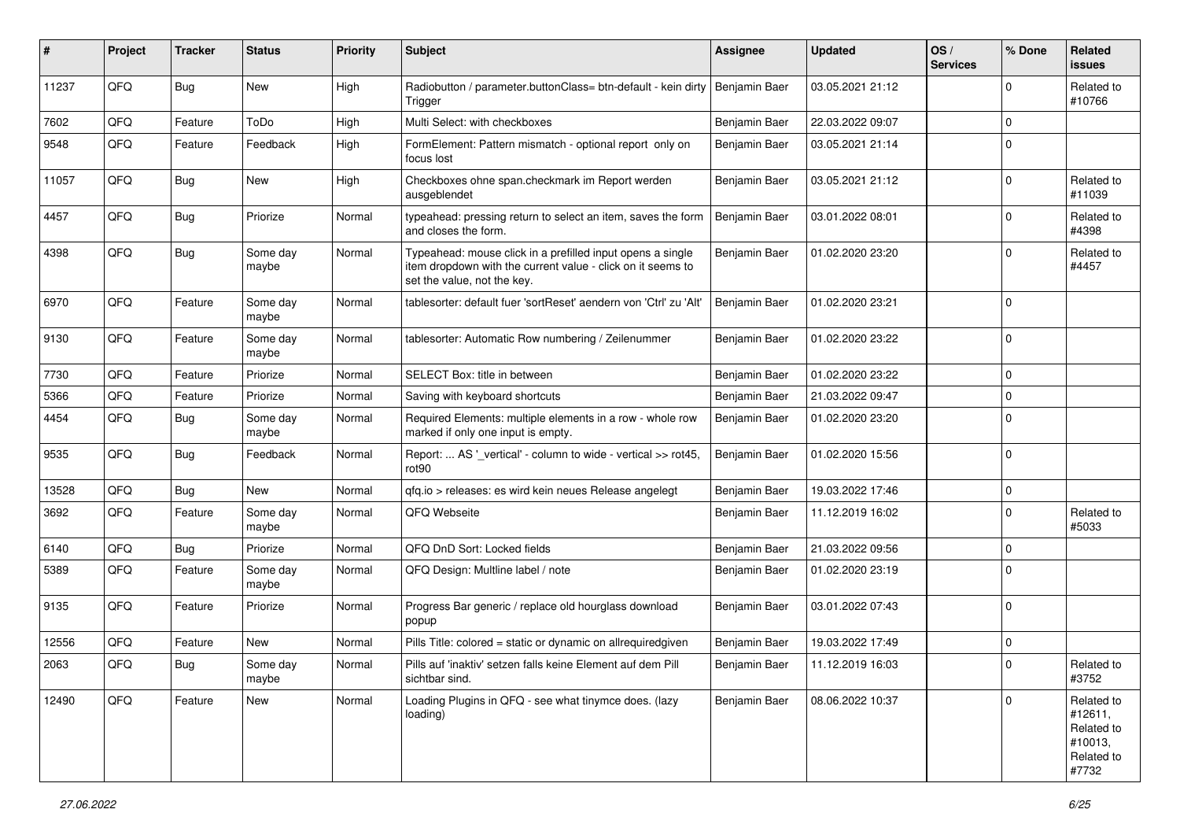| # | Project | Tracker | Status | Priority | Subject | Assignee | Updated | OS / Services | % Done | Related issues |
|---|---|---|---|---|---|---|---|---|---|---|
| 11237 | QFQ | Bug | New | High | Radiobutton / parameter.buttonClass= btn-default - kein dirty Trigger | Benjamin Baer | 03.05.2021 21:12 | | 0 | Related to #10766 |
| 7602 | QFQ | Feature | ToDo | High | Multi Select: with checkboxes | Benjamin Baer | 22.03.2022 09:07 | | 0 | |
| 9548 | QFQ | Feature | Feedback | High | FormElement: Pattern mismatch - optional report only on focus lost | Benjamin Baer | 03.05.2021 21:14 | | 0 | |
| 11057 | QFQ | Bug | New | High | Checkboxes ohne span.checkmark im Report werden ausgeblendet | Benjamin Baer | 03.05.2021 21:12 | | 0 | Related to #11039 |
| 4457 | QFQ | Bug | Priorize | Normal | typeahead: pressing return to select an item, saves the form and closes the form. | Benjamin Baer | 03.01.2022 08:01 | | 0 | Related to #4398 |
| 4398 | QFQ | Bug | Some day maybe | Normal | Typeahead: mouse click in a prefilled input opens a single item dropdown with the current value - click on it seems to set the value, not the key. | Benjamin Baer | 01.02.2020 23:20 | | 0 | Related to #4457 |
| 6970 | QFQ | Feature | Some day maybe | Normal | tablesorter: default fuer 'sortReset' aendern von 'Ctrl' zu 'Alt' | Benjamin Baer | 01.02.2020 23:21 | | 0 | |
| 9130 | QFQ | Feature | Some day maybe | Normal | tablesorter: Automatic Row numbering / Zeilenummer | Benjamin Baer | 01.02.2020 23:22 | | 0 | |
| 7730 | QFQ | Feature | Priorize | Normal | SELECT Box: title in between | Benjamin Baer | 01.02.2020 23:22 | | 0 | |
| 5366 | QFQ | Feature | Priorize | Normal | Saving with keyboard shortcuts | Benjamin Baer | 21.03.2022 09:47 | | 0 | |
| 4454 | QFQ | Bug | Some day maybe | Normal | Required Elements: multiple elements in a row - whole row marked if only one input is empty. | Benjamin Baer | 01.02.2020 23:20 | | 0 | |
| 9535 | QFQ | Bug | Feedback | Normal | Report: ... AS '_vertical' - column to wide - vertical >> rot45, rot90 | Benjamin Baer | 01.02.2020 15:56 | | 0 | |
| 13528 | QFQ | Bug | New | Normal | qfq.io > releases: es wird kein neues Release angelegt | Benjamin Baer | 19.03.2022 17:46 | | 0 | |
| 3692 | QFQ | Feature | Some day maybe | Normal | QFQ Webseite | Benjamin Baer | 11.12.2019 16:02 | | 0 | Related to #5033 |
| 6140 | QFQ | Bug | Priorize | Normal | QFQ DnD Sort: Locked fields | Benjamin Baer | 21.03.2022 09:56 | | 0 | |
| 5389 | QFQ | Feature | Some day maybe | Normal | QFQ Design: Multline label / note | Benjamin Baer | 01.02.2020 23:19 | | 0 | |
| 9135 | QFQ | Feature | Priorize | Normal | Progress Bar generic / replace old hourglass download popup | Benjamin Baer | 03.01.2022 07:43 | | 0 | |
| 12556 | QFQ | Feature | New | Normal | Pills Title: colored = static or dynamic on allrequiredgiven | Benjamin Baer | 19.03.2022 17:49 | | 0 | |
| 2063 | QFQ | Bug | Some day maybe | Normal | Pills auf 'inaktiv' setzen falls keine Element auf dem Pill sichtbar sind. | Benjamin Baer | 11.12.2019 16:03 | | 0 | Related to #3752 |
| 12490 | QFQ | Feature | New | Normal | Loading Plugins in QFQ - see what tinymce does. (lazy loading) | Benjamin Baer | 08.06.2022 10:37 | | 0 | Related to #12611, Related to #10013, Related to #7732 |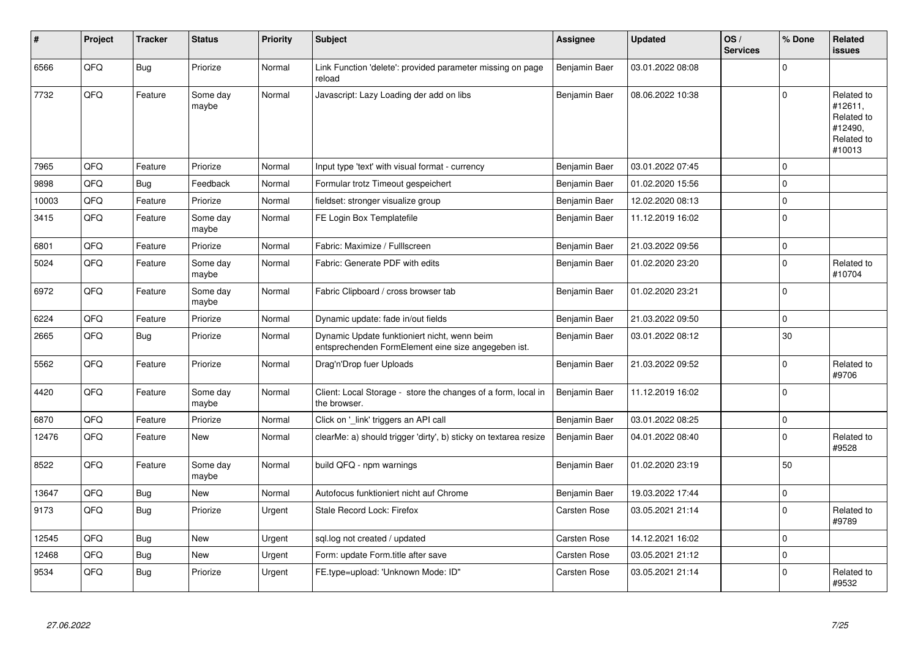| # | Project | Tracker | Status | Priority | Subject | Assignee | Updated | OS / Services | % Done | Related issues |
|---|---|---|---|---|---|---|---|---|---|---|
| 6566 | QFQ | Bug | Priorize | Normal | Link Function 'delete': provided parameter missing on page reload | Benjamin Baer | 03.01.2022 08:08 | | 0 | |
| 7732 | QFQ | Feature | Some day maybe | Normal | Javascript: Lazy Loading der add on libs | Benjamin Baer | 08.06.2022 10:38 | | 0 | Related to #12611, Related to #12490, Related to #10013 |
| 7965 | QFQ | Feature | Priorize | Normal | Input type 'text' with visual format - currency | Benjamin Baer | 03.01.2022 07:45 | | 0 | |
| 9898 | QFQ | Bug | Feedback | Normal | Formular trotz Timeout gespeichert | Benjamin Baer | 01.02.2020 15:56 | | 0 | |
| 10003 | QFQ | Feature | Priorize | Normal | fieldset: stronger visualize group | Benjamin Baer | 12.02.2020 08:13 | | 0 | |
| 3415 | QFQ | Feature | Some day maybe | Normal | FE Login Box Templatefile | Benjamin Baer | 11.12.2019 16:02 | | 0 | |
| 6801 | QFQ | Feature | Priorize | Normal | Fabric: Maximize / Fulllscreen | Benjamin Baer | 21.03.2022 09:56 | | 0 | |
| 5024 | QFQ | Feature | Some day maybe | Normal | Fabric: Generate PDF with edits | Benjamin Baer | 01.02.2020 23:20 | | 0 | Related to #10704 |
| 6972 | QFQ | Feature | Some day maybe | Normal | Fabric Clipboard / cross browser tab | Benjamin Baer | 01.02.2020 23:21 | | 0 | |
| 6224 | QFQ | Feature | Priorize | Normal | Dynamic update: fade in/out fields | Benjamin Baer | 21.03.2022 09:50 | | 0 | |
| 2665 | QFQ | Bug | Priorize | Normal | Dynamic Update funktioniert nicht, wenn beim entsprechenden FormElement eine size angegeben ist. | Benjamin Baer | 03.01.2022 08:12 | | 30 | |
| 5562 | QFQ | Feature | Priorize | Normal | Drag'n'Drop fuer Uploads | Benjamin Baer | 21.03.2022 09:52 | | 0 | Related to #9706 |
| 4420 | QFQ | Feature | Some day maybe | Normal | Client: Local Storage - store the changes of a form, local in the browser. | Benjamin Baer | 11.12.2019 16:02 | | 0 | |
| 6870 | QFQ | Feature | Priorize | Normal | Click on '_link' triggers an API call | Benjamin Baer | 03.01.2022 08:25 | | 0 | |
| 12476 | QFQ | Feature | New | Normal | clearMe: a) should trigger 'dirty', b) sticky on textarea resize | Benjamin Baer | 04.01.2022 08:40 | | 0 | Related to #9528 |
| 8522 | QFQ | Feature | Some day maybe | Normal | build QFQ - npm warnings | Benjamin Baer | 01.02.2020 23:19 | | 50 | |
| 13647 | QFQ | Bug | New | Normal | Autofocus funktioniert nicht auf Chrome | Benjamin Baer | 19.03.2022 17:44 | | 0 | |
| 9173 | QFQ | Bug | Priorize | Urgent | Stale Record Lock: Firefox | Carsten Rose | 03.05.2021 21:14 | | 0 | Related to #9789 |
| 12545 | QFQ | Bug | New | Urgent | sql.log not created / updated | Carsten Rose | 14.12.2021 16:02 | | 0 | |
| 12468 | QFQ | Bug | New | Urgent | Form: update Form.title after save | Carsten Rose | 03.05.2021 21:12 | | 0 | |
| 9534 | QFQ | Bug | Priorize | Urgent | FE.type=upload: 'Unknown Mode: ID" | Carsten Rose | 03.05.2021 21:14 | | 0 | Related to #9532 |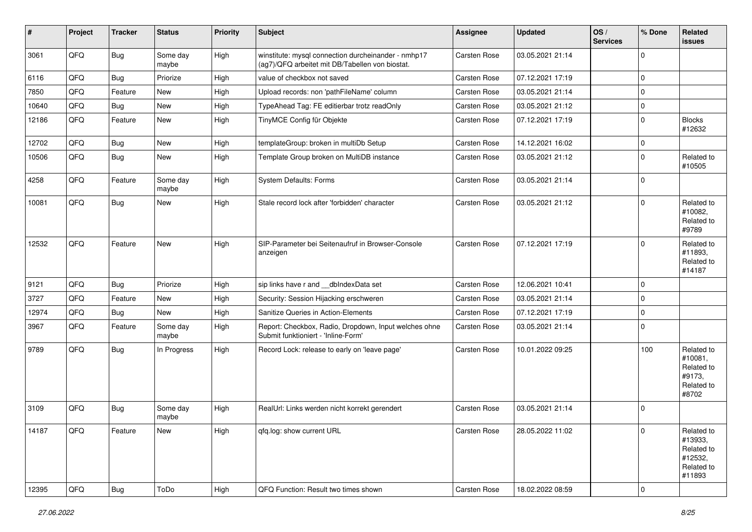| # | Project | Tracker | Status | Priority | Subject | Assignee | Updated | OS / Services | % Done | Related issues |
|---|---|---|---|---|---|---|---|---|---|---|
| 3061 | QFQ | Bug | Some day maybe | High | winstitute: mysql connection durcheinander - nmhp17 (ag7)/QFQ arbeitet mit DB/Tabellen von biostat. | Carsten Rose | 03.05.2021 21:14 | | 0 | |
| 6116 | QFQ | Bug | Priorize | High | value of checkbox not saved | Carsten Rose | 07.12.2021 17:19 | | 0 | |
| 7850 | QFQ | Feature | New | High | Upload records: non 'pathFileName' column | Carsten Rose | 03.05.2021 21:14 | | 0 | |
| 10640 | QFQ | Bug | New | High | TypeAhead Tag: FE editierbar trotz readOnly | Carsten Rose | 03.05.2021 21:12 | | 0 | |
| 12186 | QFQ | Feature | New | High | TinyMCE Config für Objekte | Carsten Rose | 07.12.2021 17:19 | | 0 | Blocks #12632 |
| 12702 | QFQ | Bug | New | High | templateGroup: broken in multiDb Setup | Carsten Rose | 14.12.2021 16:02 | | 0 | |
| 10506 | QFQ | Bug | New | High | Template Group broken on MultiDB instance | Carsten Rose | 03.05.2021 21:12 | | 0 | Related to #10505 |
| 4258 | QFQ | Feature | Some day maybe | High | System Defaults: Forms | Carsten Rose | 03.05.2021 21:14 | | 0 | |
| 10081 | QFQ | Bug | New | High | Stale record lock after 'forbidden' character | Carsten Rose | 03.05.2021 21:12 | | 0 | Related to #10082, Related to #9789 |
| 12532 | QFQ | Feature | New | High | SIP-Parameter bei Seitenaufruf in Browser-Console anzeigen | Carsten Rose | 07.12.2021 17:19 | | 0 | Related to #11893, Related to #14187 |
| 9121 | QFQ | Bug | Priorize | High | sip links have r and __dbIndexData set | Carsten Rose | 12.06.2021 10:41 | | 0 | |
| 3727 | QFQ | Feature | New | High | Security: Session Hijacking erschweren | Carsten Rose | 03.05.2021 21:14 | | 0 | |
| 12974 | QFQ | Bug | New | High | Sanitize Queries in Action-Elements | Carsten Rose | 07.12.2021 17:19 | | 0 | |
| 3967 | QFQ | Feature | Some day maybe | High | Report: Checkbox, Radio, Dropdown, Input welches ohne Submit funktioniert - 'Inline-Form' | Carsten Rose | 03.05.2021 21:14 | | 0 | |
| 9789 | QFQ | Bug | In Progress | High | Record Lock: release to early on 'leave page' | Carsten Rose | 10.01.2022 09:25 | | 100 | Related to #10081, Related to #9173, Related to #8702 |
| 3109 | QFQ | Bug | Some day maybe | High | RealUrl: Links werden nicht korrekt gerendert | Carsten Rose | 03.05.2021 21:14 | | 0 | |
| 14187 | QFQ | Feature | New | High | qfq.log: show current URL | Carsten Rose | 28.05.2022 11:02 | | 0 | Related to #13933, Related to #12532, Related to #11893 |
| 12395 | QFQ | Bug | ToDo | High | QFQ Function: Result two times shown | Carsten Rose | 18.02.2022 08:59 | | 0 | |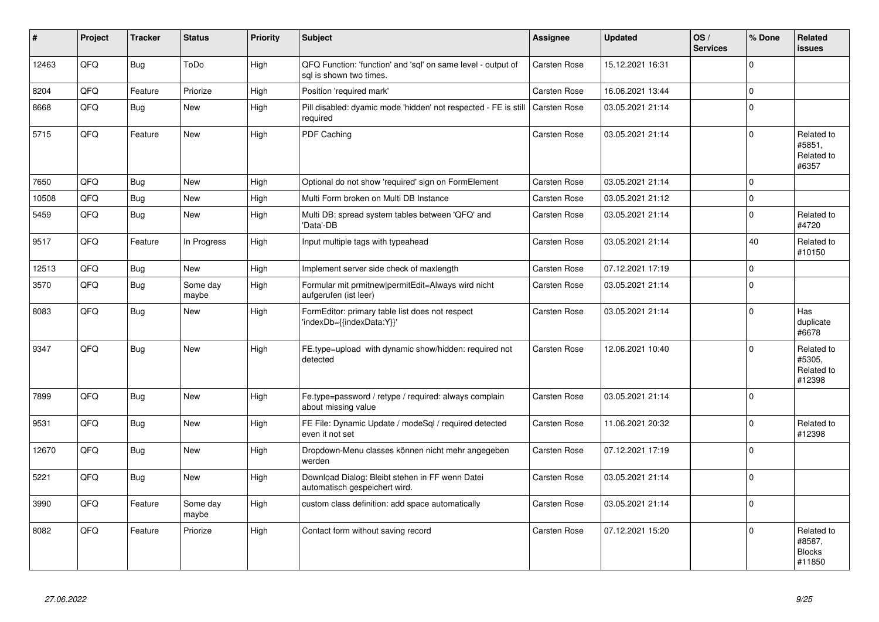| # | Project | Tracker | Status | Priority | Subject | Assignee | Updated | OS / Services | % Done | Related issues |
|---|---|---|---|---|---|---|---|---|---|---|
| 12463 | QFQ | Bug | ToDo | High | QFQ Function: 'function' and 'sql' on same level - output of sql is shown two times. | Carsten Rose | 15.12.2021 16:31 | | 0 | |
| 8204 | QFQ | Feature | Priorize | High | Position 'required mark' | Carsten Rose | 16.06.2021 13:44 | | 0 | |
| 8668 | QFQ | Bug | New | High | Pill disabled: dyamic mode 'hidden' not respected - FE is still required | Carsten Rose | 03.05.2021 21:14 | | 0 | |
| 5715 | QFQ | Feature | New | High | PDF Caching | Carsten Rose | 03.05.2021 21:14 | | 0 | Related to #5851, Related to #6357 |
| 7650 | QFQ | Bug | New | High | Optional do not show 'required' sign on FormElement | Carsten Rose | 03.05.2021 21:14 | | 0 | |
| 10508 | QFQ | Bug | New | High | Multi Form broken on Multi DB Instance | Carsten Rose | 03.05.2021 21:12 | | 0 | |
| 5459 | QFQ | Bug | New | High | Multi DB: spread system tables between 'QFQ' and 'Data'-DB | Carsten Rose | 03.05.2021 21:14 | | 0 | Related to #4720 |
| 9517 | QFQ | Feature | In Progress | High | Input multiple tags with typeahead | Carsten Rose | 03.05.2021 21:14 | | 40 | Related to #10150 |
| 12513 | QFQ | Bug | New | High | Implement server side check of maxlength | Carsten Rose | 07.12.2021 17:19 | | 0 | |
| 3570 | QFQ | Bug | Some day maybe | High | Formular mit prmitnew\|permitEdit=Always wird nicht aufgerufen (ist leer) | Carsten Rose | 03.05.2021 21:14 | | 0 | |
| 8083 | QFQ | Bug | New | High | FormEditor: primary table list does not respect 'indexDb={{indexData:Y}}' | Carsten Rose | 03.05.2021 21:14 | | 0 | Has duplicate #6678 |
| 9347 | QFQ | Bug | New | High | FE.type=upload with dynamic show/hidden: required not detected | Carsten Rose | 12.06.2021 10:40 | | 0 | Related to #5305, Related to #12398 |
| 7899 | QFQ | Bug | New | High | Fe.type=password / retype / required: always complain about missing value | Carsten Rose | 03.05.2021 21:14 | | 0 | |
| 9531 | QFQ | Bug | New | High | FE File: Dynamic Update / modeSql / required detected even it not set | Carsten Rose | 11.06.2021 20:32 | | 0 | Related to #12398 |
| 12670 | QFQ | Bug | New | High | Dropdown-Menu classes können nicht mehr angegeben werden | Carsten Rose | 07.12.2021 17:19 | | 0 | |
| 5221 | QFQ | Bug | New | High | Download Dialog: Bleibt stehen in FF wenn Datei automatisch gespeichert wird. | Carsten Rose | 03.05.2021 21:14 | | 0 | |
| 3990 | QFQ | Feature | Some day maybe | High | custom class definition: add space automatically | Carsten Rose | 03.05.2021 21:14 | | 0 | |
| 8082 | QFQ | Feature | Priorize | High | Contact form without saving record | Carsten Rose | 07.12.2021 15:20 | | 0 | Related to #8587, Blocks #11850 |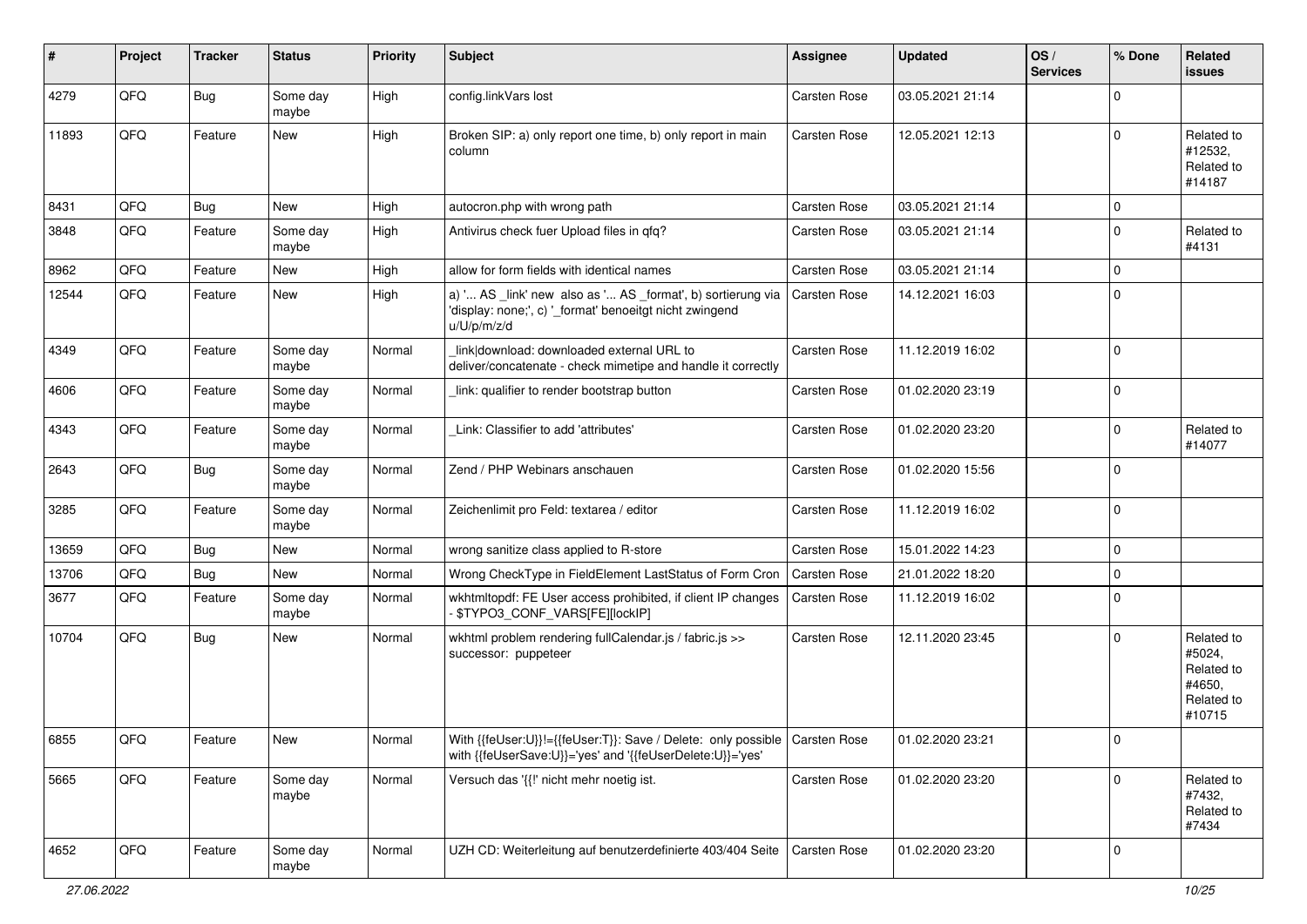| # | Project | Tracker | Status | Priority | Subject | Assignee | Updated | OS / Services | % Done | Related issues |
|---|---|---|---|---|---|---|---|---|---|---|
| 4279 | QFQ | Bug | Some day maybe | High | config.linkVars lost | Carsten Rose | 03.05.2021 21:14 | | 0 | |
| 11893 | QFQ | Feature | New | High | Broken SIP: a) only report one time, b) only report in main column | Carsten Rose | 12.05.2021 12:13 | | 0 | Related to #12532, Related to #14187 |
| 8431 | QFQ | Bug | New | High | autocron.php with wrong path | Carsten Rose | 03.05.2021 21:14 | | 0 | |
| 3848 | QFQ | Feature | Some day maybe | High | Antivirus check fuer Upload files in qfq? | Carsten Rose | 03.05.2021 21:14 | | 0 | Related to #4131 |
| 8962 | QFQ | Feature | New | High | allow for form fields with identical names | Carsten Rose | 03.05.2021 21:14 | | 0 | |
| 12544 | QFQ | Feature | New | High | a) '... AS _link' new also as '... AS _format', b) sortierung via 'display: none;', c) '_format' benoeitgt nicht zwingend u/U/p/m/z/d | Carsten Rose | 14.12.2021 16:03 | | 0 | |
| 4349 | QFQ | Feature | Some day maybe | Normal | link\|download: downloaded external URL to deliver/concatenate - check mimetipe and handle it correctly | Carsten Rose | 11.12.2019 16:02 | | 0 | |
| 4606 | QFQ | Feature | Some day maybe | Normal | link: qualifier to render bootstrap button | Carsten Rose | 01.02.2020 23:19 | | 0 | |
| 4343 | QFQ | Feature | Some day maybe | Normal | Link: Classifier to add 'attributes' | Carsten Rose | 01.02.2020 23:20 | | 0 | Related to #14077 |
| 2643 | QFQ | Bug | Some day maybe | Normal | Zend / PHP Webinars anschauen | Carsten Rose | 01.02.2020 15:56 | | 0 | |
| 3285 | QFQ | Feature | Some day maybe | Normal | Zeichenlimit pro Feld: textarea / editor | Carsten Rose | 11.12.2019 16:02 | | 0 | |
| 13659 | QFQ | Bug | New | Normal | wrong sanitize class applied to R-store | Carsten Rose | 15.01.2022 14:23 | | 0 | |
| 13706 | QFQ | Bug | New | Normal | Wrong CheckType in FieldElement LastStatus of Form Cron | Carsten Rose | 21.01.2022 18:20 | | 0 | |
| 3677 | QFQ | Feature | Some day maybe | Normal | wkhtmltopdf: FE User access prohibited, if client IP changes - $TYPO3_CONF_VARS[FE][lockIP] | Carsten Rose | 11.12.2019 16:02 | | 0 | |
| 10704 | QFQ | Bug | New | Normal | wkhtml problem rendering fullCalendar.js / fabric.js >> successor: puppeteer | Carsten Rose | 12.11.2020 23:45 | | 0 | Related to #5024, Related to #4650, Related to #10715 |
| 6855 | QFQ | Feature | New | Normal | With {{feUser:U}}!={{feUser:T}}: Save / Delete: only possible with {{feUserSave:U}}='yes' and '{{feUserDelete:U}}='yes' | Carsten Rose | 01.02.2020 23:21 | | 0 | |
| 5665 | QFQ | Feature | Some day maybe | Normal | Versuch das '{{!' nicht mehr noetig ist. | Carsten Rose | 01.02.2020 23:20 | | 0 | Related to #7432, Related to #7434 |
| 4652 | QFQ | Feature | Some day maybe | Normal | UZH CD: Weiterleitung auf benutzerdefinierte 403/404 Seite | Carsten Rose | 01.02.2020 23:20 | | 0 | |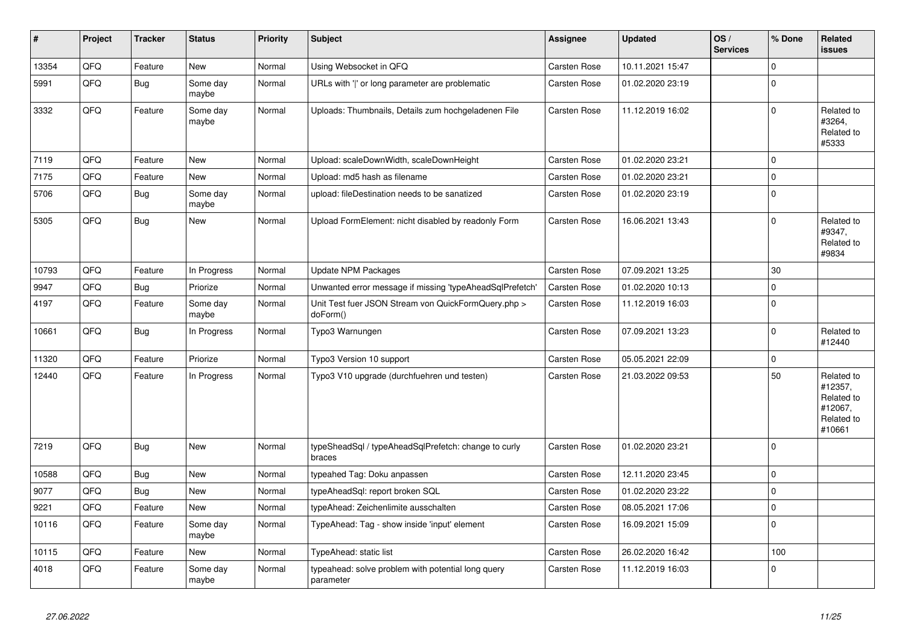| # | Project | Tracker | Status | Priority | Subject | Assignee | Updated | OS / Services | % Done | Related issues |
|---|---|---|---|---|---|---|---|---|---|---|
| 13354 | QFQ | Feature | New | Normal | Using Websocket in QFQ | Carsten Rose | 10.11.2021 15:47 | | 0 | |
| 5991 | QFQ | Bug | Some day maybe | Normal | URLs with '&#124;' or long parameter are problematic | Carsten Rose | 01.02.2020 23:19 | | 0 | |
| 3332 | QFQ | Feature | Some day maybe | Normal | Uploads: Thumbnails, Details zum hochgeladenen File | Carsten Rose | 11.12.2019 16:02 | | 0 | Related to #3264, Related to #5333 |
| 7119 | QFQ | Feature | New | Normal | Upload: scaleDownWidth, scaleDownHeight | Carsten Rose | 01.02.2020 23:21 | | 0 | |
| 7175 | QFQ | Feature | New | Normal | Upload: md5 hash as filename | Carsten Rose | 01.02.2020 23:21 | | 0 | |
| 5706 | QFQ | Bug | Some day maybe | Normal | upload: fileDestination needs to be sanatized | Carsten Rose | 01.02.2020 23:19 | | 0 | |
| 5305 | QFQ | Bug | New | Normal | Upload FormElement: nicht disabled by readonly Form | Carsten Rose | 16.06.2021 13:43 | | 0 | Related to #9347, Related to #9834 |
| 10793 | QFQ | Feature | In Progress | Normal | Update NPM Packages | Carsten Rose | 07.09.2021 13:25 | | 30 | |
| 9947 | QFQ | Bug | Priorize | Normal | Unwanted error message if missing 'typeAheadSqlPrefetch' | Carsten Rose | 01.02.2020 10:13 | | 0 | |
| 4197 | QFQ | Feature | Some day maybe | Normal | Unit Test fuer JSON Stream von QuickFormQuery.php > doForm() | Carsten Rose | 11.12.2019 16:03 | | 0 | |
| 10661 | QFQ | Bug | In Progress | Normal | Typo3 Warnungen | Carsten Rose | 07.09.2021 13:23 | | 0 | Related to #12440 |
| 11320 | QFQ | Feature | Priorize | Normal | Typo3 Version 10 support | Carsten Rose | 05.05.2021 22:09 | | 0 | |
| 12440 | QFQ | Feature | In Progress | Normal | Typo3 V10 upgrade (durchfuehren und testen) | Carsten Rose | 21.03.2022 09:53 | | 50 | Related to #12357, Related to #12067, Related to #10661 |
| 7219 | QFQ | Bug | New | Normal | typeSheadSql / typeAheadSqlPrefetch: change to curly braces | Carsten Rose | 01.02.2020 23:21 | | 0 | |
| 10588 | QFQ | Bug | New | Normal | typeahed Tag: Doku anpassen | Carsten Rose | 12.11.2020 23:45 | | 0 | |
| 9077 | QFQ | Bug | New | Normal | typeAheadSql: report broken SQL | Carsten Rose | 01.02.2020 23:22 | | 0 | |
| 9221 | QFQ | Feature | New | Normal | typeAhead: Zeichenlimite ausschalten | Carsten Rose | 08.05.2021 17:06 | | 0 | |
| 10116 | QFQ | Feature | Some day maybe | Normal | TypeAhead: Tag - show inside 'input' element | Carsten Rose | 16.09.2021 15:09 | | 0 | |
| 10115 | QFQ | Feature | New | Normal | TypeAhead: static list | Carsten Rose | 26.02.2020 16:42 | | 100 | |
| 4018 | QFQ | Feature | Some day maybe | Normal | typeahead: solve problem with potential long query parameter | Carsten Rose | 11.12.2019 16:03 | | 0 | |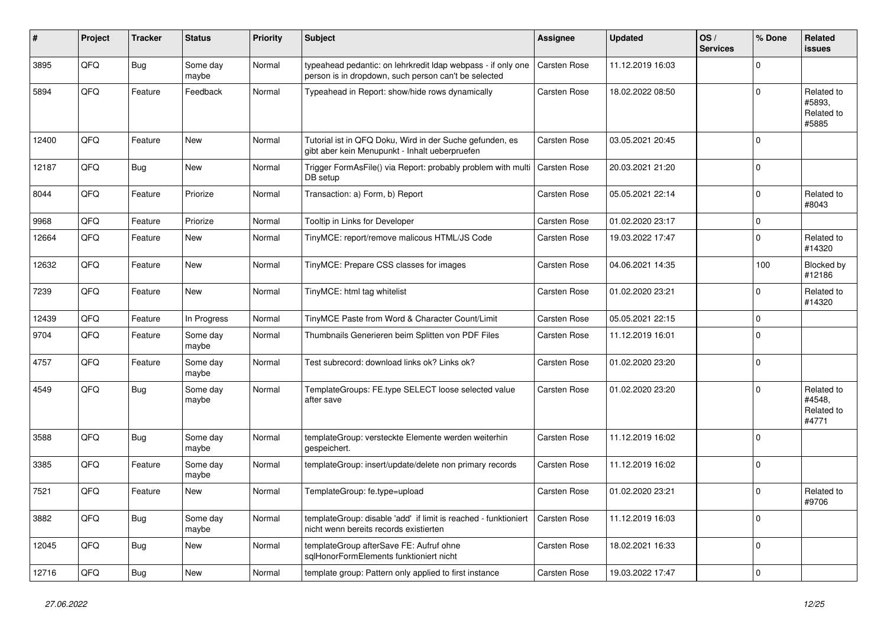| # | Project | Tracker | Status | Priority | Subject | Assignee | Updated | OS / Services | % Done | Related issues |
|---|---|---|---|---|---|---|---|---|---|---|
| 3895 | QFQ | Bug | Some day maybe | Normal | typeahead pedantic: on lehrkredit ldap webpass - if only one person is in dropdown, such person can't be selected | Carsten Rose | 11.12.2019 16:03 | | 0 | |
| 5894 | QFQ | Feature | Feedback | Normal | Typeahead in Report: show/hide rows dynamically | Carsten Rose | 18.02.2022 08:50 | | 0 | Related to #5893, Related to #5885 |
| 12400 | QFQ | Feature | New | Normal | Tutorial ist in QFQ Doku, Wird in der Suche gefunden, es gibt aber kein Menupunkt - Inhalt ueberpruefen | Carsten Rose | 03.05.2021 20:45 | | 0 | |
| 12187 | QFQ | Bug | New | Normal | Trigger FormAsFile() via Report: probably problem with multi DB setup | Carsten Rose | 20.03.2021 21:20 | | 0 | |
| 8044 | QFQ | Feature | Priorize | Normal | Transaction: a) Form, b) Report | Carsten Rose | 05.05.2021 22:14 | | 0 | Related to #8043 |
| 9968 | QFQ | Feature | Priorize | Normal | Tooltip in Links for Developer | Carsten Rose | 01.02.2020 23:17 | | 0 | |
| 12664 | QFQ | Feature | New | Normal | TinyMCE: report/remove malicous HTML/JS Code | Carsten Rose | 19.03.2022 17:47 | | 0 | Related to #14320 |
| 12632 | QFQ | Feature | New | Normal | TinyMCE: Prepare CSS classes for images | Carsten Rose | 04.06.2021 14:35 | | 100 | Blocked by #12186 |
| 7239 | QFQ | Feature | New | Normal | TinyMCE: html tag whitelist | Carsten Rose | 01.02.2020 23:21 | | 0 | Related to #14320 |
| 12439 | QFQ | Feature | In Progress | Normal | TinyMCE Paste from Word & Character Count/Limit | Carsten Rose | 05.05.2021 22:15 | | 0 | |
| 9704 | QFQ | Feature | Some day maybe | Normal | Thumbnails Generieren beim Splitten von PDF Files | Carsten Rose | 11.12.2019 16:01 | | 0 | |
| 4757 | QFQ | Feature | Some day maybe | Normal | Test subrecord: download links ok? Links ok? | Carsten Rose | 01.02.2020 23:20 | | 0 | |
| 4549 | QFQ | Bug | Some day maybe | Normal | TemplateGroups: FE.type SELECT loose selected value after save | Carsten Rose | 01.02.2020 23:20 | | 0 | Related to #4548, Related to #4771 |
| 3588 | QFQ | Bug | Some day maybe | Normal | templateGroup: versteckte Elemente werden weiterhin gespeichert. | Carsten Rose | 11.12.2019 16:02 | | 0 | |
| 3385 | QFQ | Feature | Some day maybe | Normal | templateGroup: insert/update/delete non primary records | Carsten Rose | 11.12.2019 16:02 | | 0 | |
| 7521 | QFQ | Feature | New | Normal | TemplateGroup: fe.type=upload | Carsten Rose | 01.02.2020 23:21 | | 0 | Related to #9706 |
| 3882 | QFQ | Bug | Some day maybe | Normal | templateGroup: disable 'add' if limit is reached - funktioniert nicht wenn bereits records existierten | Carsten Rose | 11.12.2019 16:03 | | 0 | |
| 12045 | QFQ | Bug | New | Normal | templateGroup afterSave FE: Aufruf ohne sqlHonorFormElements funktioniert nicht | Carsten Rose | 18.02.2021 16:33 | | 0 | |
| 12716 | QFQ | Bug | New | Normal | template group: Pattern only applied to first instance | Carsten Rose | 19.03.2022 17:47 | | 0 | |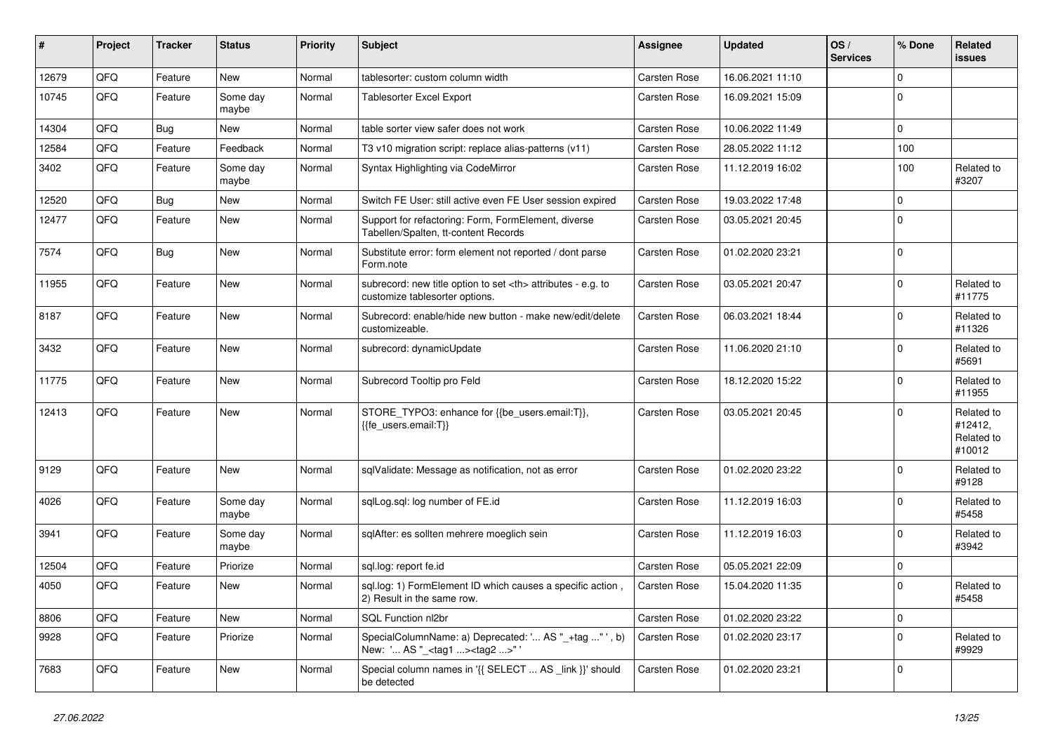| # | Project | Tracker | Status | Priority | Subject | Assignee | Updated | OS / Services | % Done | Related issues |
|---|---|---|---|---|---|---|---|---|---|---|
| 12679 | QFQ | Feature | New | Normal | tablesorter: custom column width | Carsten Rose | 16.06.2021 11:10 | | 0 | |
| 10745 | QFQ | Feature | Some day maybe | Normal | Tablesorter Excel Export | Carsten Rose | 16.09.2021 15:09 | | 0 | |
| 14304 | QFQ | Bug | New | Normal | table sorter view safer does not work | Carsten Rose | 10.06.2022 11:49 | | 0 | |
| 12584 | QFQ | Feature | Feedback | Normal | T3 v10 migration script: replace alias-patterns (v11) | Carsten Rose | 28.05.2022 11:12 | | 100 | |
| 3402 | QFQ | Feature | Some day maybe | Normal | Syntax Highlighting via CodeMirror | Carsten Rose | 11.12.2019 16:02 | | 100 | Related to #3207 |
| 12520 | QFQ | Bug | New | Normal | Switch FE User: still active even FE User session expired | Carsten Rose | 19.03.2022 17:48 | | 0 | |
| 12477 | QFQ | Feature | New | Normal | Support for refactoring: Form, FormElement, diverse Tabellen/Spalten, tt-content Records | Carsten Rose | 03.05.2021 20:45 | | 0 | |
| 7574 | QFQ | Bug | New | Normal | Substitute error: form element not reported / dont parse Form.note | Carsten Rose | 01.02.2020 23:21 | | 0 | |
| 11955 | QFQ | Feature | New | Normal | subrecord: new title option to set <th> attributes - e.g. to customize tablesorter options. | Carsten Rose | 03.05.2021 20:47 | | 0 | Related to #11775 |
| 8187 | QFQ | Feature | New | Normal | Subrecord: enable/hide new button - make new/edit/delete customizeable. | Carsten Rose | 06.03.2021 18:44 | | 0 | Related to #11326 |
| 3432 | QFQ | Feature | New | Normal | subrecord: dynamicUpdate | Carsten Rose | 11.06.2020 21:10 | | 0 | Related to #5691 |
| 11775 | QFQ | Feature | New | Normal | Subrecord Tooltip pro Feld | Carsten Rose | 18.12.2020 15:22 | | 0 | Related to #11955 |
| 12413 | QFQ | Feature | New | Normal | STORE_TYPO3: enhance for {{be_users.email:T}}, {{fe_users.email:T}} | Carsten Rose | 03.05.2021 20:45 | | 0 | Related to #12412, Related to #10012 |
| 9129 | QFQ | Feature | New | Normal | sqlValidate: Message as notification, not as error | Carsten Rose | 01.02.2020 23:22 | | 0 | Related to #9128 |
| 4026 | QFQ | Feature | Some day maybe | Normal | sqlLog.sql: log number of FE.id | Carsten Rose | 11.12.2019 16:03 | | 0 | Related to #5458 |
| 3941 | QFQ | Feature | Some day maybe | Normal | sqlAfter: es sollten mehrere moeglich sein | Carsten Rose | 11.12.2019 16:03 | | 0 | Related to #3942 |
| 12504 | QFQ | Feature | Priorize | Normal | sql.log: report fe.id | Carsten Rose | 05.05.2021 22:09 | | 0 | |
| 4050 | QFQ | Feature | New | Normal | sql.log: 1) FormElement ID which causes a specific action , 2) Result in the same row. | Carsten Rose | 15.04.2020 11:35 | | 0 | Related to #5458 |
| 8806 | QFQ | Feature | New | Normal | SQL Function nl2br | Carsten Rose | 01.02.2020 23:22 | | 0 | |
| 9928 | QFQ | Feature | Priorize | Normal | SpecialColumnName: a) Deprecated: '... AS "_+tag ..." ', b) New: '... AS "_<tag1 ...><tag2 ...>" ' | Carsten Rose | 01.02.2020 23:17 | | 0 | Related to #9929 |
| 7683 | QFQ | Feature | New | Normal | Special column names in '{{ SELECT ... AS _link }}' should be detected | Carsten Rose | 01.02.2020 23:21 | | 0 | |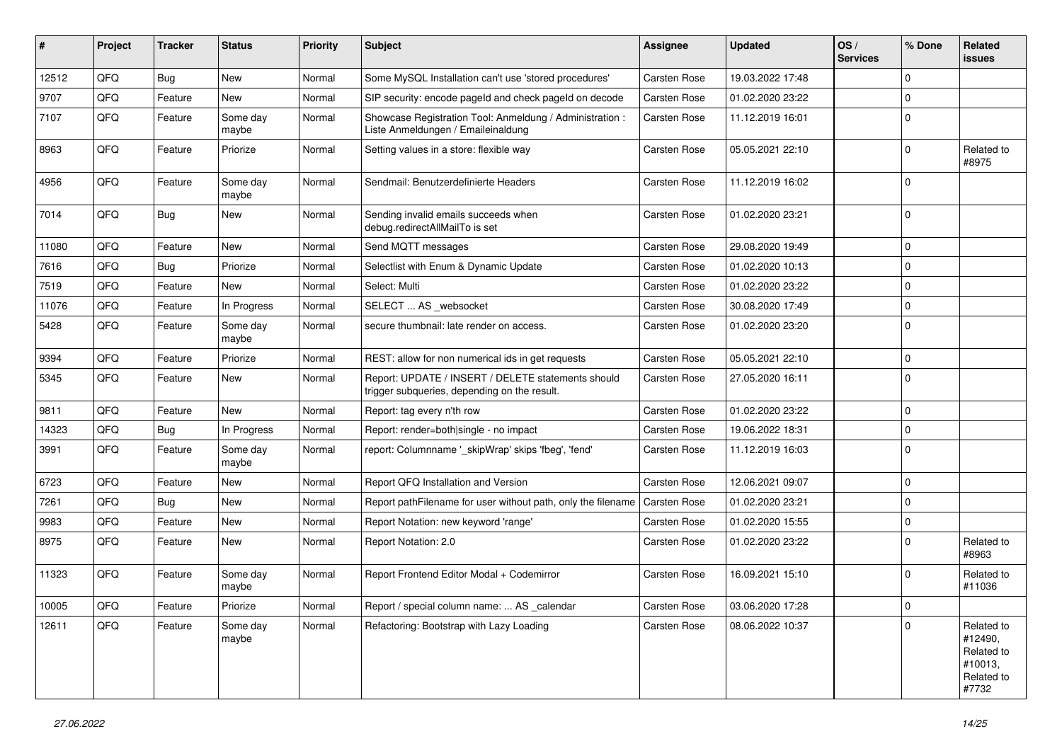| # | Project | Tracker | Status | Priority | Subject | Assignee | Updated | OS / Services | % Done | Related issues |
|---|---|---|---|---|---|---|---|---|---|---|
| 12512 | QFQ | Bug | New | Normal | Some MySQL Installation can't use 'stored procedures' | Carsten Rose | 19.03.2022 17:48 | | 0 | |
| 9707 | QFQ | Feature | New | Normal | SIP security: encode pageId and check pageId on decode | Carsten Rose | 01.02.2020 23:22 | | 0 | |
| 7107 | QFQ | Feature | Some day maybe | Normal | Showcase Registration Tool: Anmeldung / Administration : Liste Anmeldungen / Emaileinaldung | Carsten Rose | 11.12.2019 16:01 | | 0 | |
| 8963 | QFQ | Feature | Priorize | Normal | Setting values in a store: flexible way | Carsten Rose | 05.05.2021 22:10 | | 0 | Related to #8975 |
| 4956 | QFQ | Feature | Some day maybe | Normal | Sendmail: Benutzerdefinierte Headers | Carsten Rose | 11.12.2019 16:02 | | 0 | |
| 7014 | QFQ | Bug | New | Normal | Sending invalid emails succeeds when debug.redirectAllMailTo is set | Carsten Rose | 01.02.2020 23:21 | | 0 | |
| 11080 | QFQ | Feature | New | Normal | Send MQTT messages | Carsten Rose | 29.08.2020 19:49 | | 0 | |
| 7616 | QFQ | Bug | Priorize | Normal | Selectlist with Enum & Dynamic Update | Carsten Rose | 01.02.2020 10:13 | | 0 | |
| 7519 | QFQ | Feature | New | Normal | Select: Multi | Carsten Rose | 01.02.2020 23:22 | | 0 | |
| 11076 | QFQ | Feature | In Progress | Normal | SELECT ... AS _websocket | Carsten Rose | 30.08.2020 17:49 | | 0 | |
| 5428 | QFQ | Feature | Some day maybe | Normal | secure thumbnail: late render on access. | Carsten Rose | 01.02.2020 23:20 | | 0 | |
| 9394 | QFQ | Feature | Priorize | Normal | REST: allow for non numerical ids in get requests | Carsten Rose | 05.05.2021 22:10 | | 0 | |
| 5345 | QFQ | Feature | New | Normal | Report: UPDATE / INSERT / DELETE statements should trigger subqueries, depending on the result. | Carsten Rose | 27.05.2020 16:11 | | 0 | |
| 9811 | QFQ | Feature | New | Normal | Report: tag every n'th row | Carsten Rose | 01.02.2020 23:22 | | 0 | |
| 14323 | QFQ | Bug | In Progress | Normal | Report: render=both\|single - no impact | Carsten Rose | 19.06.2022 18:31 | | 0 | |
| 3991 | QFQ | Feature | Some day maybe | Normal | report: Columnname '_skipWrap' skips 'fbeg', 'fend' | Carsten Rose | 11.12.2019 16:03 | | 0 | |
| 6723 | QFQ | Feature | New | Normal | Report QFQ Installation and Version | Carsten Rose | 12.06.2021 09:07 | | 0 | |
| 7261 | QFQ | Bug | New | Normal | Report pathFilename for user without path, only the filename | Carsten Rose | 01.02.2020 23:21 | | 0 | |
| 9983 | QFQ | Feature | New | Normal | Report Notation: new keyword 'range' | Carsten Rose | 01.02.2020 15:55 | | 0 | |
| 8975 | QFQ | Feature | New | Normal | Report Notation: 2.0 | Carsten Rose | 01.02.2020 23:22 | | 0 | Related to #8963 |
| 11323 | QFQ | Feature | Some day maybe | Normal | Report Frontend Editor Modal + Codemirror | Carsten Rose | 16.09.2021 15:10 | | 0 | Related to #11036 |
| 10005 | QFQ | Feature | Priorize | Normal | Report / special column name: ... AS _calendar | Carsten Rose | 03.06.2020 17:28 | | 0 | |
| 12611 | QFQ | Feature | Some day maybe | Normal | Refactoring: Bootstrap with Lazy Loading | Carsten Rose | 08.06.2022 10:37 | | 0 | Related to #12490, Related to #10013, Related to #7732 |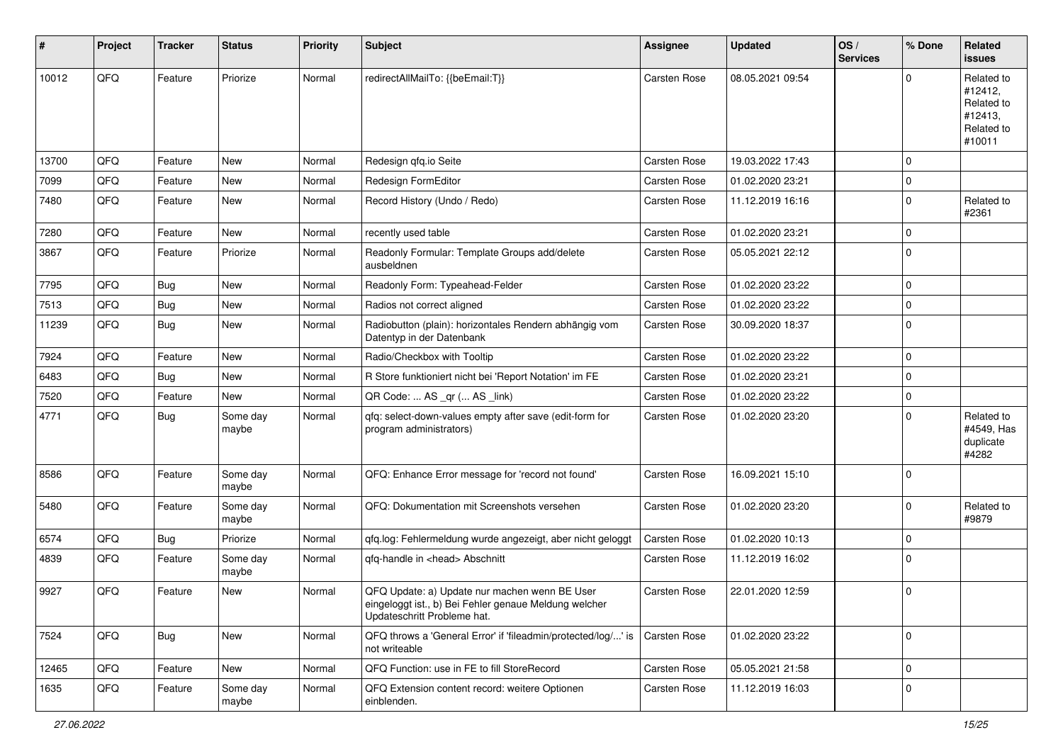| # | Project | Tracker | Status | Priority | Subject | Assignee | Updated | OS / Services | % Done | Related issues |
|---|---|---|---|---|---|---|---|---|---|---|
| 10012 | QFQ | Feature | Priorize | Normal | redirectAllMailTo: {{beEmail:T}} | Carsten Rose | 08.05.2021 09:54 | | 0 | Related to #12412, Related to #12413, Related to #10011 |
| 13700 | QFQ | Feature | New | Normal | Redesign qfq.io Seite | Carsten Rose | 19.03.2022 17:43 | | 0 | |
| 7099 | QFQ | Feature | New | Normal | Redesign FormEditor | Carsten Rose | 01.02.2020 23:21 | | 0 | |
| 7480 | QFQ | Feature | New | Normal | Record History (Undo / Redo) | Carsten Rose | 11.12.2019 16:16 | | 0 | Related to #2361 |
| 7280 | QFQ | Feature | New | Normal | recently used table | Carsten Rose | 01.02.2020 23:21 | | 0 | |
| 3867 | QFQ | Feature | Priorize | Normal | Readonly Formular: Template Groups add/delete ausbeldnen | Carsten Rose | 05.05.2021 22:12 | | 0 | |
| 7795 | QFQ | Bug | New | Normal | Readonly Form: Typeahead-Felder | Carsten Rose | 01.02.2020 23:22 | | 0 | |
| 7513 | QFQ | Bug | New | Normal | Radios not correct aligned | Carsten Rose | 01.02.2020 23:22 | | 0 | |
| 11239 | QFQ | Bug | New | Normal | Radiobutton (plain): horizontales Rendern abhängig vom Datentyp in der Datenbank | Carsten Rose | 30.09.2020 18:37 | | 0 | |
| 7924 | QFQ | Feature | New | Normal | Radio/Checkbox with Tooltip | Carsten Rose | 01.02.2020 23:22 | | 0 | |
| 6483 | QFQ | Bug | New | Normal | R Store funktioniert nicht bei 'Report Notation' im FE | Carsten Rose | 01.02.2020 23:21 | | 0 | |
| 7520 | QFQ | Feature | New | Normal | QR Code: ... AS _qr (... AS _link) | Carsten Rose | 01.02.2020 23:22 | | 0 | |
| 4771 | QFQ | Bug | Some day maybe | Normal | qfq: select-down-values empty after save (edit-form for program administrators) | Carsten Rose | 01.02.2020 23:20 | | 0 | Related to #4549, Has duplicate #4282 |
| 8586 | QFQ | Feature | Some day maybe | Normal | QFQ: Enhance Error message for 'record not found' | Carsten Rose | 16.09.2021 15:10 | | 0 | |
| 5480 | QFQ | Feature | Some day maybe | Normal | QFQ: Dokumentation mit Screenshots versehen | Carsten Rose | 01.02.2020 23:20 | | 0 | Related to #9879 |
| 6574 | QFQ | Bug | Priorize | Normal | qfq.log: Fehlermeldung wurde angezeigt, aber nicht geloggt | Carsten Rose | 01.02.2020 10:13 | | 0 | |
| 4839 | QFQ | Feature | Some day maybe | Normal | qfq-handle in <head> Abschnitt | Carsten Rose | 11.12.2019 16:02 | | 0 | |
| 9927 | QFQ | Feature | New | Normal | QFQ Update: a) Update nur machen wenn BE User eingeloggt ist., b) Bei Fehler genaue Meldung welcher Updateschritt Probleme hat. | Carsten Rose | 22.01.2020 12:59 | | 0 | |
| 7524 | QFQ | Bug | New | Normal | QFQ throws a 'General Error' if 'fileadmin/protected/log/...' is not writeable | Carsten Rose | 01.02.2020 23:22 | | 0 | |
| 12465 | QFQ | Feature | New | Normal | QFQ Function: use in FE to fill StoreRecord | Carsten Rose | 05.05.2021 21:58 | | 0 | |
| 1635 | QFQ | Feature | Some day maybe | Normal | QFQ Extension content record: weitere Optionen einblenden. | Carsten Rose | 11.12.2019 16:03 | | 0 | |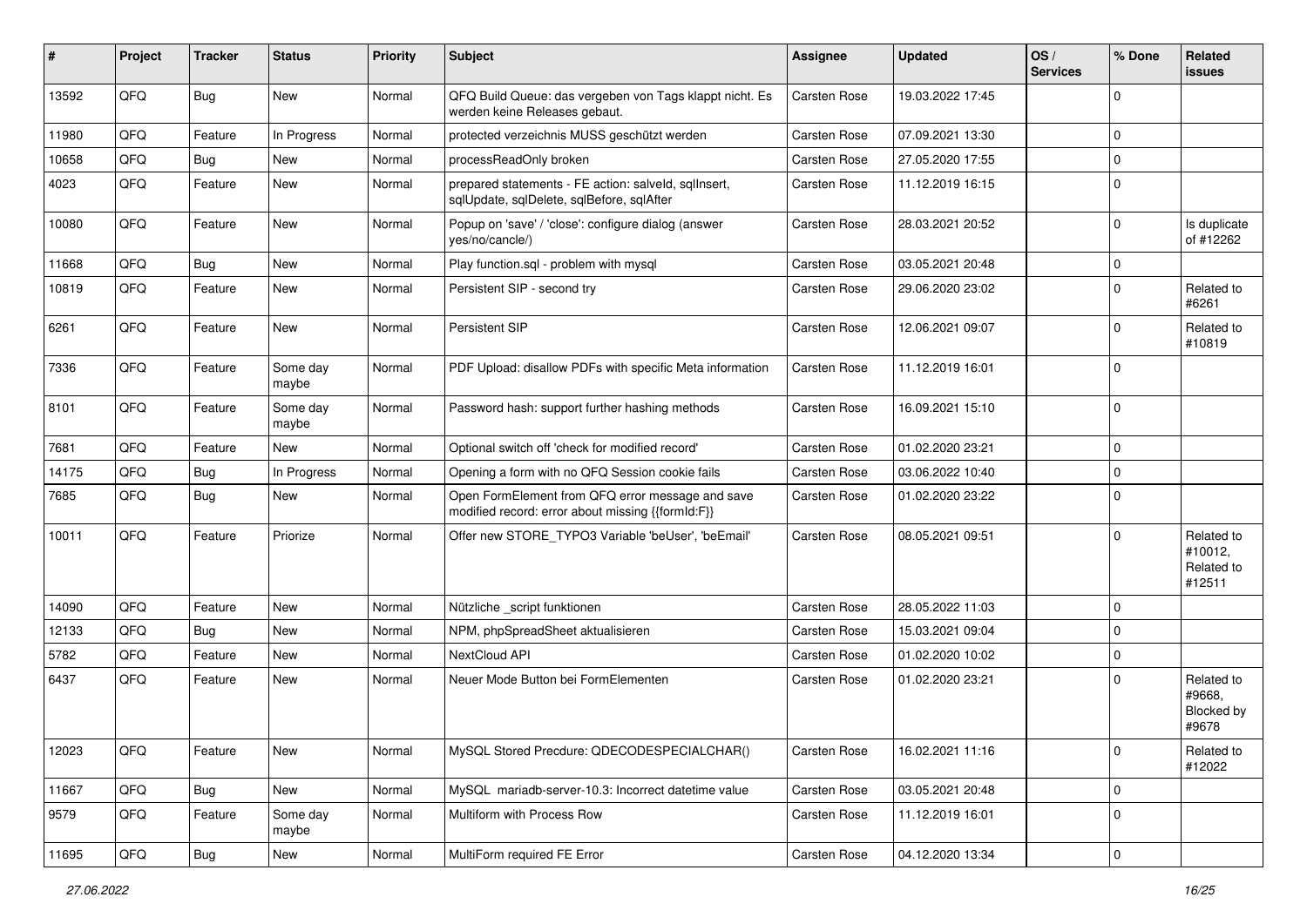| # | Project | Tracker | Status | Priority | Subject | Assignee | Updated | OS / Services | % Done | Related issues |
|---|---|---|---|---|---|---|---|---|---|---|
| 13592 | QFQ | Bug | New | Normal | QFQ Build Queue: das vergeben von Tags klappt nicht. Es werden keine Releases gebaut. | Carsten Rose | 19.03.2022 17:45 | | 0 | |
| 11980 | QFQ | Feature | In Progress | Normal | protected verzeichnis MUSS geschützt werden | Carsten Rose | 07.09.2021 13:30 | | 0 | |
| 10658 | QFQ | Bug | New | Normal | processReadOnly broken | Carsten Rose | 27.05.2020 17:55 | | 0 | |
| 4023 | QFQ | Feature | New | Normal | prepared statements - FE action: salveld, sqlInsert, sqlUpdate, sqlDelete, sqlBefore, sqlAfter | Carsten Rose | 11.12.2019 16:15 | | 0 | |
| 10080 | QFQ | Feature | New | Normal | Popup on 'save' / 'close': configure dialog (answer yes/no/cancle/) | Carsten Rose | 28.03.2021 20:52 | | 0 | Is duplicate of #12262 |
| 11668 | QFQ | Bug | New | Normal | Play function.sql - problem with mysql | Carsten Rose | 03.05.2021 20:48 | | 0 | |
| 10819 | QFQ | Feature | New | Normal | Persistent SIP - second try | Carsten Rose | 29.06.2020 23:02 | | 0 | Related to #6261 |
| 6261 | QFQ | Feature | New | Normal | Persistent SIP | Carsten Rose | 12.06.2021 09:07 | | 0 | Related to #10819 |
| 7336 | QFQ | Feature | Some day maybe | Normal | PDF Upload: disallow PDFs with specific Meta information | Carsten Rose | 11.12.2019 16:01 | | 0 | |
| 8101 | QFQ | Feature | Some day maybe | Normal | Password hash: support further hashing methods | Carsten Rose | 16.09.2021 15:10 | | 0 | |
| 7681 | QFQ | Feature | New | Normal | Optional switch off 'check for modified record' | Carsten Rose | 01.02.2020 23:21 | | 0 | |
| 14175 | QFQ | Bug | In Progress | Normal | Opening a form with no QFQ Session cookie fails | Carsten Rose | 03.06.2022 10:40 | | 0 | |
| 7685 | QFQ | Bug | New | Normal | Open FormElement from QFQ error message and save modified record: error about missing {{formId:F}} | Carsten Rose | 01.02.2020 23:22 | | 0 | |
| 10011 | QFQ | Feature | Priorize | Normal | Offer new STORE_TYPO3 Variable 'beUser', 'beEmail' | Carsten Rose | 08.05.2021 09:51 | | 0 | Related to #10012, Related to #12511 |
| 14090 | QFQ | Feature | New | Normal | Nützliche _script funktionen | Carsten Rose | 28.05.2022 11:03 | | 0 | |
| 12133 | QFQ | Bug | New | Normal | NPM, phpSpreadSheet aktualisieren | Carsten Rose | 15.03.2021 09:04 | | 0 | |
| 5782 | QFQ | Feature | New | Normal | NextCloud API | Carsten Rose | 01.02.2020 10:02 | | 0 | |
| 6437 | QFQ | Feature | New | Normal | Neuer Mode Button bei FormElementen | Carsten Rose | 01.02.2020 23:21 | | 0 | Related to #9668, Blocked by #9678 |
| 12023 | QFQ | Feature | New | Normal | MySQL Stored Precdure: QDECODESPECIALCHAR() | Carsten Rose | 16.02.2021 11:16 | | 0 | Related to #12022 |
| 11667 | QFQ | Bug | New | Normal | MySQL mariadb-server-10.3: Incorrect datetime value | Carsten Rose | 03.05.2021 20:48 | | 0 | |
| 9579 | QFQ | Feature | Some day maybe | Normal | Multiform with Process Row | Carsten Rose | 11.12.2019 16:01 | | 0 | |
| 11695 | QFQ | Bug | New | Normal | MultiForm required FE Error | Carsten Rose | 04.12.2020 13:34 | | 0 | |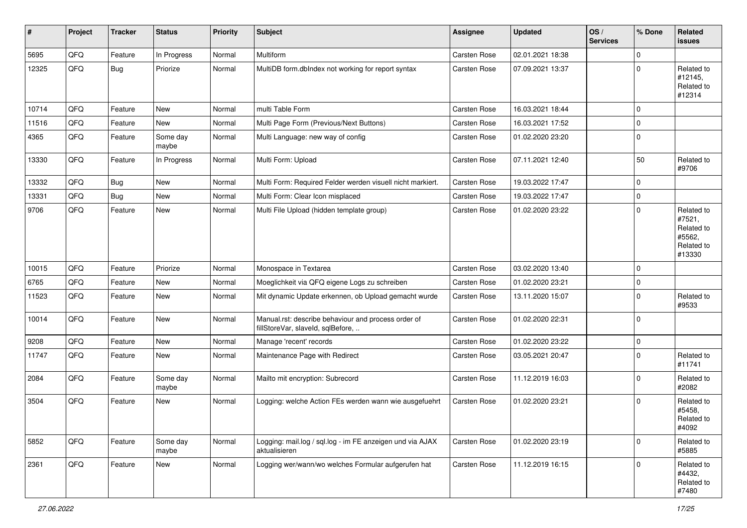| # | Project | Tracker | Status | Priority | Subject | Assignee | Updated | OS / Services | % Done | Related issues |
|---|---|---|---|---|---|---|---|---|---|---|
| 5695 | QFQ | Feature | In Progress | Normal | Multiform | Carsten Rose | 02.01.2021 18:38 | | 0 | |
| 12325 | QFQ | Bug | Priorize | Normal | MultiDB form.dbIndex not working for report syntax | Carsten Rose | 07.09.2021 13:37 | | 0 | Related to #12145, Related to #12314 |
| 10714 | QFQ | Feature | New | Normal | multi Table Form | Carsten Rose | 16.03.2021 18:44 | | 0 | |
| 11516 | QFQ | Feature | New | Normal | Multi Page Form (Previous/Next Buttons) | Carsten Rose | 16.03.2021 17:52 | | 0 | |
| 4365 | QFQ | Feature | Some day maybe | Normal | Multi Language: new way of config | Carsten Rose | 01.02.2020 23:20 | | 0 | |
| 13330 | QFQ | Feature | In Progress | Normal | Multi Form: Upload | Carsten Rose | 07.11.2021 12:40 | | 50 | Related to #9706 |
| 13332 | QFQ | Bug | New | Normal | Multi Form: Required Felder werden visuell nicht markiert. | Carsten Rose | 19.03.2022 17:47 | | 0 | |
| 13331 | QFQ | Bug | New | Normal | Multi Form: Clear Icon misplaced | Carsten Rose | 19.03.2022 17:47 | | 0 | |
| 9706 | QFQ | Feature | New | Normal | Multi File Upload (hidden template group) | Carsten Rose | 01.02.2020 23:22 | | 0 | Related to #7521, Related to #5562, Related to #13330 |
| 10015 | QFQ | Feature | Priorize | Normal | Monospace in Textarea | Carsten Rose | 03.02.2020 13:40 | | 0 | |
| 6765 | QFQ | Feature | New | Normal | Moeglichkeit via QFQ eigene Logs zu schreiben | Carsten Rose | 01.02.2020 23:21 | | 0 | |
| 11523 | QFQ | Feature | New | Normal | Mit dynamic Update erkennen, ob Upload gemacht wurde | Carsten Rose | 13.11.2020 15:07 | | 0 | Related to #9533 |
| 10014 | QFQ | Feature | New | Normal | Manual.rst: describe behaviour and process order of fillStoreVar, slaveId, sqlBefore, .. | Carsten Rose | 01.02.2020 22:31 | | 0 | |
| 9208 | QFQ | Feature | New | Normal | Manage 'recent' records | Carsten Rose | 01.02.2020 23:22 | | 0 | |
| 11747 | QFQ | Feature | New | Normal | Maintenance Page with Redirect | Carsten Rose | 03.05.2021 20:47 | | 0 | Related to #11741 |
| 2084 | QFQ | Feature | Some day maybe | Normal | Mailto mit encryption: Subrecord | Carsten Rose | 11.12.2019 16:03 | | 0 | Related to #2082 |
| 3504 | QFQ | Feature | New | Normal | Logging: welche Action FEs werden wann wie ausgefuehrt | Carsten Rose | 01.02.2020 23:21 | | 0 | Related to #5458, Related to #4092 |
| 5852 | QFQ | Feature | Some day maybe | Normal | Logging: mail.log / sql.log - im FE anzeigen und via AJAX aktualisieren | Carsten Rose | 01.02.2020 23:19 | | 0 | Related to #5885 |
| 2361 | QFQ | Feature | New | Normal | Logging wer/wann/wo welches Formular aufgerufen hat | Carsten Rose | 11.12.2019 16:15 | | 0 | Related to #4432, Related to #7480 |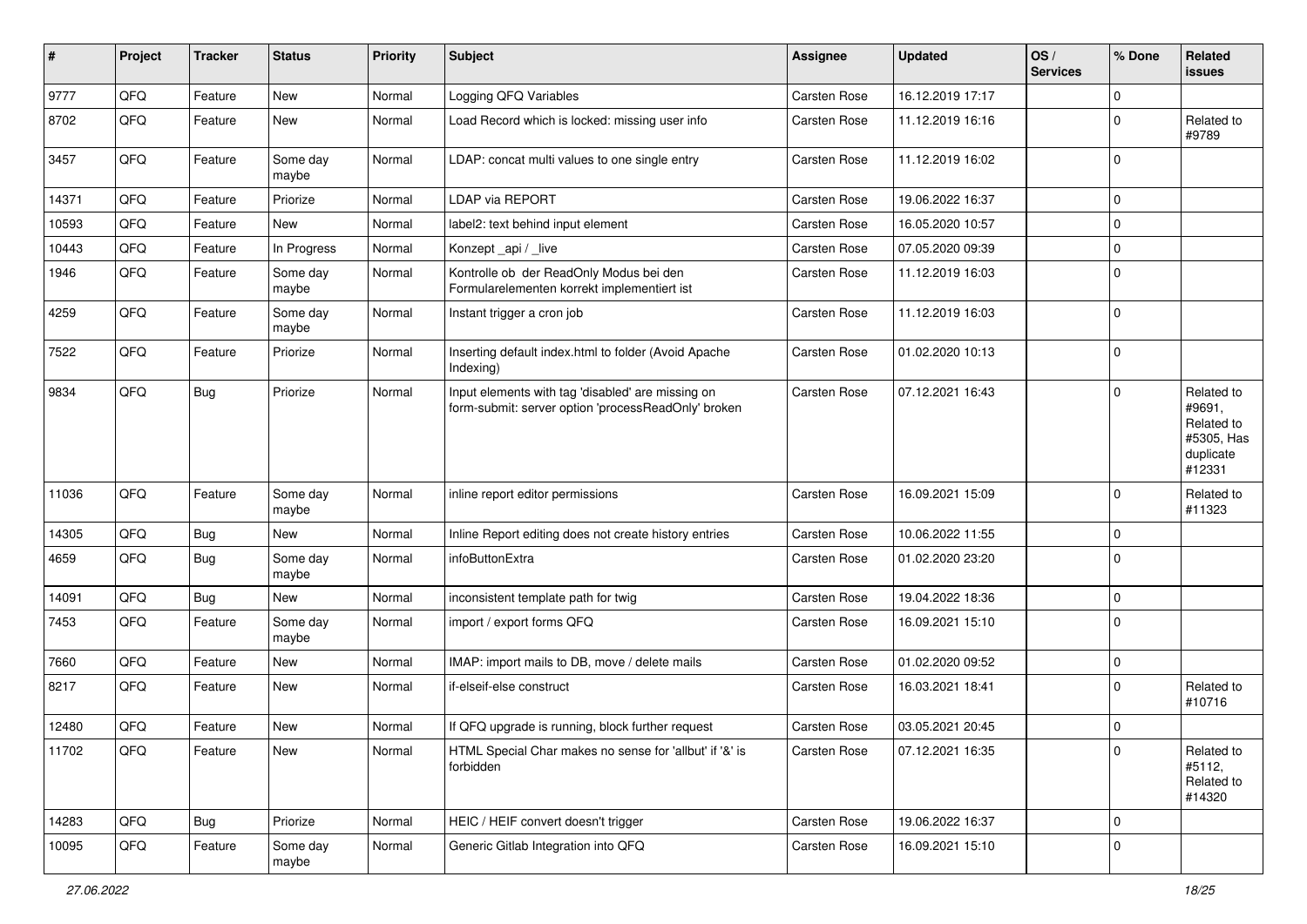| # | Project | Tracker | Status | Priority | Subject | Assignee | Updated | OS / Services | % Done | Related issues |
|---|---|---|---|---|---|---|---|---|---|---|
| 9777 | QFQ | Feature | New | Normal | Logging QFQ Variables | Carsten Rose | 16.12.2019 17:17 | | 0 | |
| 8702 | QFQ | Feature | New | Normal | Load Record which is locked: missing user info | Carsten Rose | 11.12.2019 16:16 | | 0 | Related to #9789 |
| 3457 | QFQ | Feature | Some day maybe | Normal | LDAP: concat multi values to one single entry | Carsten Rose | 11.12.2019 16:02 | | 0 | |
| 14371 | QFQ | Feature | Priorize | Normal | LDAP via REPORT | Carsten Rose | 19.06.2022 16:37 | | 0 | |
| 10593 | QFQ | Feature | New | Normal | label2: text behind input element | Carsten Rose | 16.05.2020 10:57 | | 0 | |
| 10443 | QFQ | Feature | In Progress | Normal | Konzept _api / _live | Carsten Rose | 07.05.2020 09:39 | | 0 | |
| 1946 | QFQ | Feature | Some day maybe | Normal | Kontrolle ob der ReadOnly Modus bei den Formularelementen korrekt implementiert ist | Carsten Rose | 11.12.2019 16:03 | | 0 | |
| 4259 | QFQ | Feature | Some day maybe | Normal | Instant trigger a cron job | Carsten Rose | 11.12.2019 16:03 | | 0 | |
| 7522 | QFQ | Feature | Priorize | Normal | Inserting default index.html to folder (Avoid Apache Indexing) | Carsten Rose | 01.02.2020 10:13 | | 0 | |
| 9834 | QFQ | Bug | Priorize | Normal | Input elements with tag 'disabled' are missing on form-submit: server option 'processReadOnly' broken | Carsten Rose | 07.12.2021 16:43 | | 0 | Related to #9691, Related to #5305, Has duplicate #12331 |
| 11036 | QFQ | Feature | Some day maybe | Normal | inline report editor permissions | Carsten Rose | 16.09.2021 15:09 | | 0 | Related to #11323 |
| 14305 | QFQ | Bug | New | Normal | Inline Report editing does not create history entries | Carsten Rose | 10.06.2022 11:55 | | 0 | |
| 4659 | QFQ | Bug | Some day maybe | Normal | infoButtonExtra | Carsten Rose | 01.02.2020 23:20 | | 0 | |
| 14091 | QFQ | Bug | New | Normal | inconsistent template path for twig | Carsten Rose | 19.04.2022 18:36 | | 0 | |
| 7453 | QFQ | Feature | Some day maybe | Normal | import / export forms QFQ | Carsten Rose | 16.09.2021 15:10 | | 0 | |
| 7660 | QFQ | Feature | New | Normal | IMAP: import mails to DB, move / delete mails | Carsten Rose | 01.02.2020 09:52 | | 0 | |
| 8217 | QFQ | Feature | New | Normal | if-elseif-else construct | Carsten Rose | 16.03.2021 18:41 | | 0 | Related to #10716 |
| 12480 | QFQ | Feature | New | Normal | If QFQ upgrade is running, block further request | Carsten Rose | 03.05.2021 20:45 | | 0 | |
| 11702 | QFQ | Feature | New | Normal | HTML Special Char makes no sense for 'allbut' if '&' is forbidden | Carsten Rose | 07.12.2021 16:35 | | 0 | Related to #5112, Related to #14320 |
| 14283 | QFQ | Bug | Priorize | Normal | HEIC / HEIF convert doesn't trigger | Carsten Rose | 19.06.2022 16:37 | | 0 | |
| 10095 | QFQ | Feature | Some day maybe | Normal | Generic Gitlab Integration into QFQ | Carsten Rose | 16.09.2021 15:10 | | 0 | |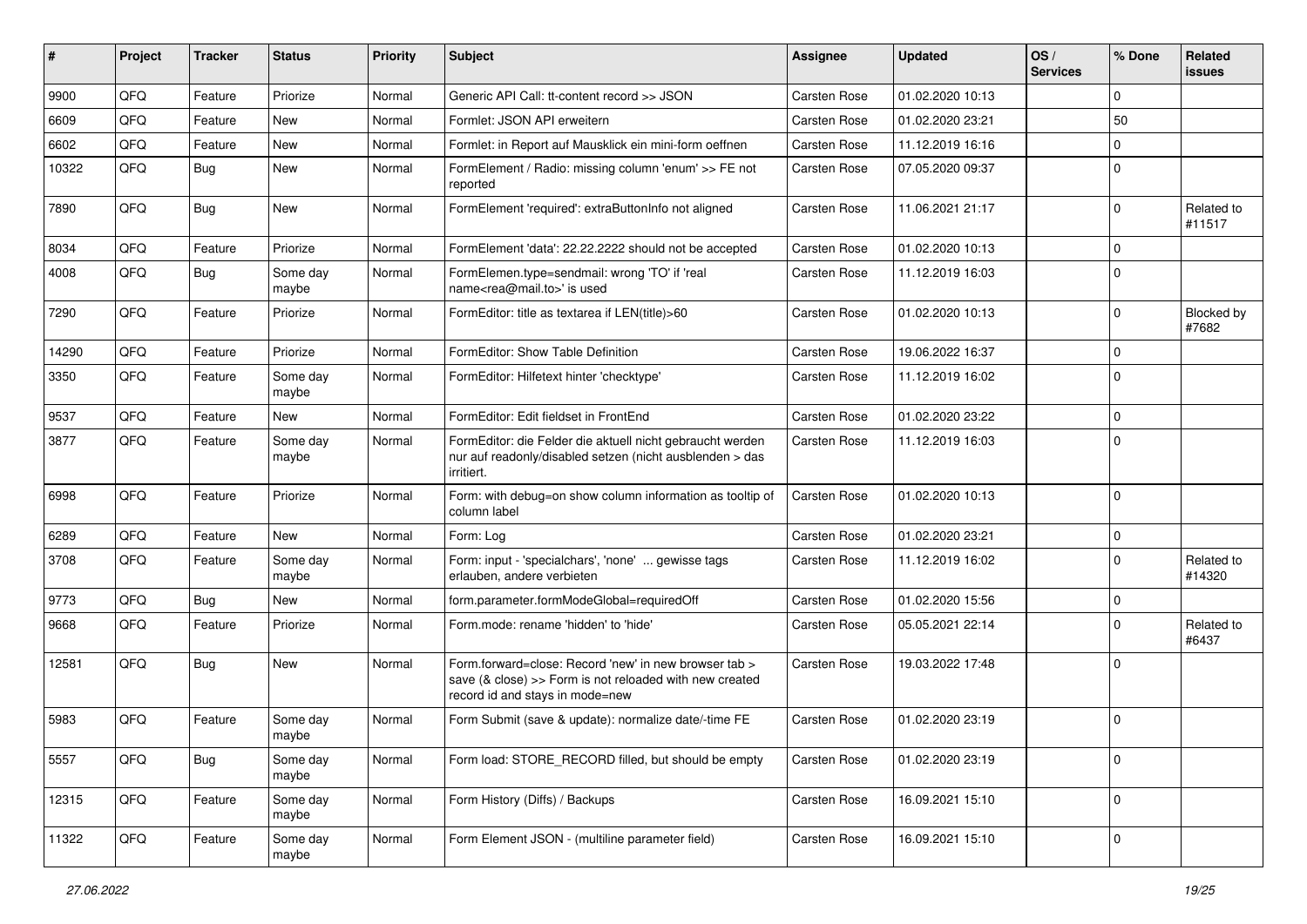| # | Project | Tracker | Status | Priority | Subject | Assignee | Updated | OS / Services | % Done | Related issues |
|---|---|---|---|---|---|---|---|---|---|---|
| 9900 | QFQ | Feature | Priorize | Normal | Generic API Call: tt-content record >> JSON | Carsten Rose | 01.02.2020 10:13 | | 0 | |
| 6609 | QFQ | Feature | New | Normal | Formlet: JSON API erweitern | Carsten Rose | 01.02.2020 23:21 | | 50 | |
| 6602 | QFQ | Feature | New | Normal | Formlet: in Report auf Mausklick ein mini-form oeffnen | Carsten Rose | 11.12.2019 16:16 | | 0 | |
| 10322 | QFQ | Bug | New | Normal | FormElement / Radio: missing column 'enum' >> FE not reported | Carsten Rose | 07.05.2020 09:37 | | 0 | |
| 7890 | QFQ | Bug | New | Normal | FormElement 'required': extraButtonInfo not aligned | Carsten Rose | 11.06.2021 21:17 | | 0 | Related to #11517 |
| 8034 | QFQ | Feature | Priorize | Normal | FormElement 'data': 22.22.2222 should not be accepted | Carsten Rose | 01.02.2020 10:13 | | 0 | |
| 4008 | QFQ | Bug | Some day maybe | Normal | FormElemen.type=sendmail: wrong 'TO' if 'real name<rea@mail.to>' is used | Carsten Rose | 11.12.2019 16:03 | | 0 | |
| 7290 | QFQ | Feature | Priorize | Normal | FormEditor: title as textarea if LEN(title)>60 | Carsten Rose | 01.02.2020 10:13 | | 0 | Blocked by #7682 |
| 14290 | QFQ | Feature | Priorize | Normal | FormEditor: Show Table Definition | Carsten Rose | 19.06.2022 16:37 | | 0 | |
| 3350 | QFQ | Feature | Some day maybe | Normal | FormEditor: Hilfetext hinter 'checktype' | Carsten Rose | 11.12.2019 16:02 | | 0 | |
| 9537 | QFQ | Feature | New | Normal | FormEditor: Edit fieldset in FrontEnd | Carsten Rose | 01.02.2020 23:22 | | 0 | |
| 3877 | QFQ | Feature | Some day maybe | Normal | FormEditor: die Felder die aktuell nicht gebraucht werden nur auf readonly/disabled setzen (nicht ausblenden > das irritiert. | Carsten Rose | 11.12.2019 16:03 | | 0 | |
| 6998 | QFQ | Feature | Priorize | Normal | Form: with debug=on show column information as tooltip of column label | Carsten Rose | 01.02.2020 10:13 | | 0 | |
| 6289 | QFQ | Feature | New | Normal | Form: Log | Carsten Rose | 01.02.2020 23:21 | | 0 | |
| 3708 | QFQ | Feature | Some day maybe | Normal | Form: input - 'specialchars', 'none' ... gewisse tags erlauben, andere verbieten | Carsten Rose | 11.12.2019 16:02 | | 0 | Related to #14320 |
| 9773 | QFQ | Bug | New | Normal | form.parameter.formModeGlobal=requiredOff | Carsten Rose | 01.02.2020 15:56 | | 0 | |
| 9668 | QFQ | Feature | Priorize | Normal | Form.mode: rename 'hidden' to 'hide' | Carsten Rose | 05.05.2021 22:14 | | 0 | Related to #6437 |
| 12581 | QFQ | Bug | New | Normal | Form.forward=close: Record 'new' in new browser tab > save (& close) >> Form is not reloaded with new created record id and stays in mode=new | Carsten Rose | 19.03.2022 17:48 | | 0 | |
| 5983 | QFQ | Feature | Some day maybe | Normal | Form Submit (save & update): normalize date/-time FE | Carsten Rose | 01.02.2020 23:19 | | 0 | |
| 5557 | QFQ | Bug | Some day maybe | Normal | Form load: STORE_RECORD filled, but should be empty | Carsten Rose | 01.02.2020 23:19 | | 0 | |
| 12315 | QFQ | Feature | Some day maybe | Normal | Form History (Diffs) / Backups | Carsten Rose | 16.09.2021 15:10 | | 0 | |
| 11322 | QFQ | Feature | Some day maybe | Normal | Form Element JSON - (multiline parameter field) | Carsten Rose | 16.09.2021 15:10 | | 0 | |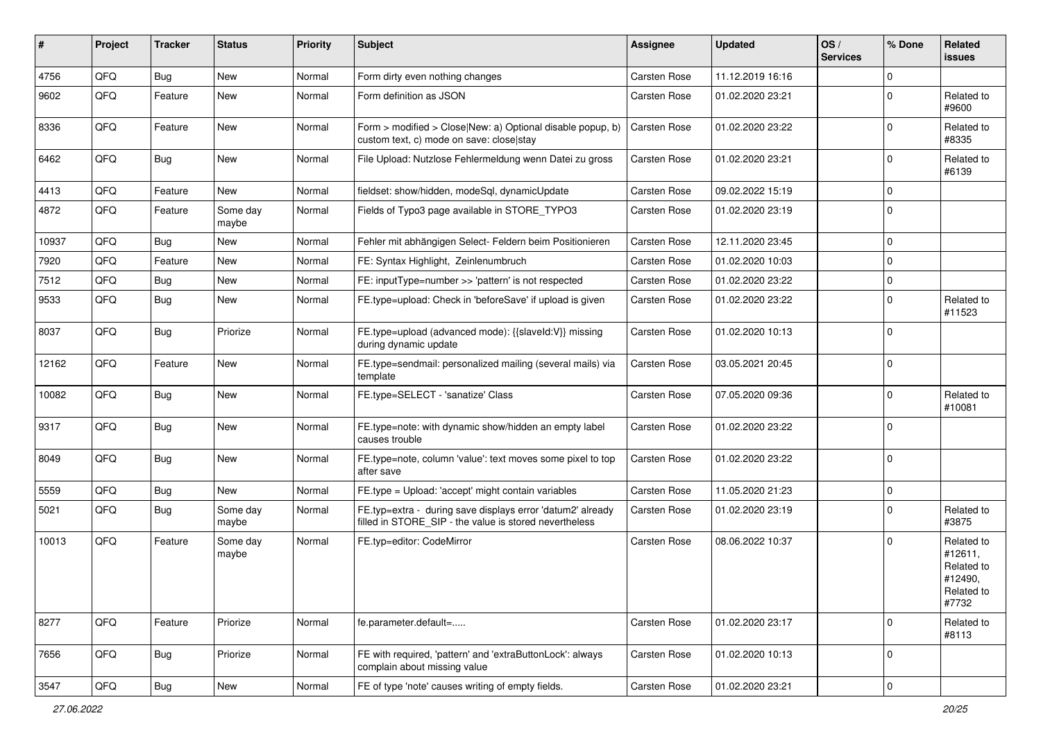| # | Project | Tracker | Status | Priority | Subject | Assignee | Updated | OS / Services | % Done | Related issues |
|---|---|---|---|---|---|---|---|---|---|---|
| 4756 | QFQ | Bug | New | Normal | Form dirty even nothing changes | Carsten Rose | 11.12.2019 16:16 | | 0 | |
| 9602 | QFQ | Feature | New | Normal | Form definition as JSON | Carsten Rose | 01.02.2020 23:21 | | 0 | Related to #9600 |
| 8336 | QFQ | Feature | New | Normal | Form > modified > Close\|New: a) Optional disable popup, b) custom text, c) mode on save: close\|stay | Carsten Rose | 01.02.2020 23:22 | | 0 | Related to #8335 |
| 6462 | QFQ | Bug | New | Normal | File Upload: Nutzlose Fehlermeldung wenn Datei zu gross | Carsten Rose | 01.02.2020 23:21 | | 0 | Related to #6139 |
| 4413 | QFQ | Feature | New | Normal | fieldset: show/hidden, modeSql, dynamicUpdate | Carsten Rose | 09.02.2022 15:19 | | 0 | |
| 4872 | QFQ | Feature | Some day maybe | Normal | Fields of Typo3 page available in STORE_TYPO3 | Carsten Rose | 01.02.2020 23:19 | | 0 | |
| 10937 | QFQ | Bug | New | Normal | Fehler mit abhängigen Select- Feldern beim Positionieren | Carsten Rose | 12.11.2020 23:45 | | 0 | |
| 7920 | QFQ | Feature | New | Normal | FE: Syntax Highlight, Zeinlenumbruch | Carsten Rose | 01.02.2020 10:03 | | 0 | |
| 7512 | QFQ | Bug | New | Normal | FE: inputType=number >> 'pattern' is not respected | Carsten Rose | 01.02.2020 23:22 | | 0 | |
| 9533 | QFQ | Bug | New | Normal | FE.type=upload: Check in 'beforeSave' if upload is given | Carsten Rose | 01.02.2020 23:22 | | 0 | Related to #11523 |
| 8037 | QFQ | Bug | Priorize | Normal | FE.type=upload (advanced mode): {{slaveId:V}} missing during dynamic update | Carsten Rose | 01.02.2020 10:13 | | 0 | |
| 12162 | QFQ | Feature | New | Normal | FE.type=sendmail: personalized mailing (several mails) via template | Carsten Rose | 03.05.2021 20:45 | | 0 | |
| 10082 | QFQ | Bug | New | Normal | FE.type=SELECT - 'sanatize' Class | Carsten Rose | 07.05.2020 09:36 | | 0 | Related to #10081 |
| 9317 | QFQ | Bug | New | Normal | FE.type=note: with dynamic show/hidden an empty label causes trouble | Carsten Rose | 01.02.2020 23:22 | | 0 | |
| 8049 | QFQ | Bug | New | Normal | FE.type=note, column 'value': text moves some pixel to top after save | Carsten Rose | 01.02.2020 23:22 | | 0 | |
| 5559 | QFQ | Bug | New | Normal | FE.type = Upload: 'accept' might contain variables | Carsten Rose | 11.05.2020 21:23 | | 0 | |
| 5021 | QFQ | Bug | Some day maybe | Normal | FE.typ=extra - during save displays error 'datum2' already filled in STORE_SIP - the value is stored nevertheless | Carsten Rose | 01.02.2020 23:19 | | 0 | Related to #3875 |
| 10013 | QFQ | Feature | Some day maybe | Normal | FE.typ=editor: CodeMirror | Carsten Rose | 08.06.2022 10:37 | | 0 | Related to #12611, Related to #12490, Related to #7732 |
| 8277 | QFQ | Feature | Priorize | Normal | fe.parameter.default=..... | Carsten Rose | 01.02.2020 23:17 | | 0 | Related to #8113 |
| 7656 | QFQ | Bug | Priorize | Normal | FE with required, 'pattern' and 'extraButtonLock': always complain about missing value | Carsten Rose | 01.02.2020 10:13 | | 0 | |
| 3547 | QFQ | Bug | New | Normal | FE of type 'note' causes writing of empty fields. | Carsten Rose | 01.02.2020 23:21 | | 0 | |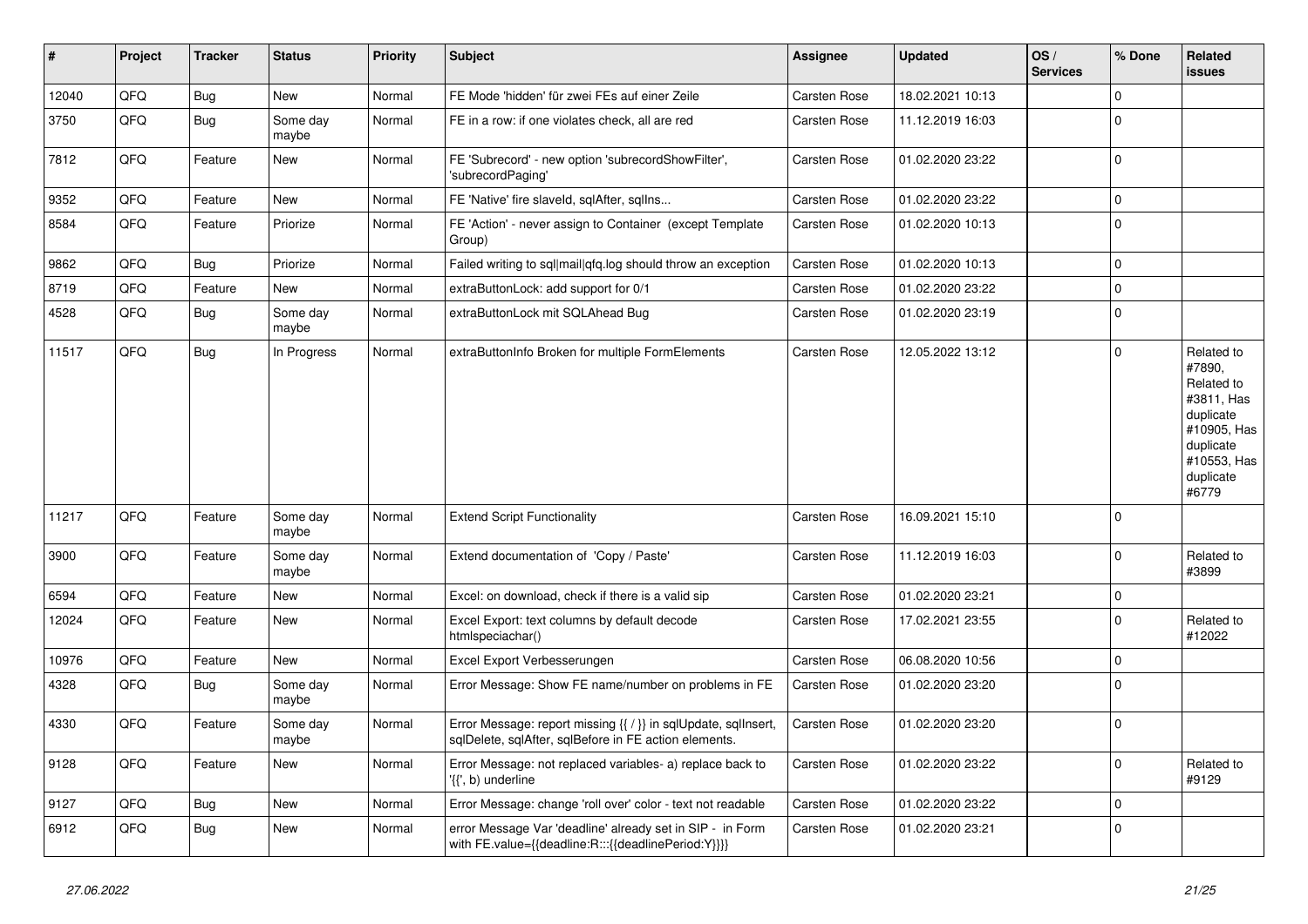| # | Project | Tracker | Status | Priority | Subject | Assignee | Updated | OS / Services | % Done | Related issues |
|---|---|---|---|---|---|---|---|---|---|---|
| 12040 | QFQ | Bug | New | Normal | FE Mode 'hidden' für zwei FEs auf einer Zeile | Carsten Rose | 18.02.2021 10:13 | | 0 | |
| 3750 | QFQ | Bug | Some day maybe | Normal | FE in a row: if one violates check, all are red | Carsten Rose | 11.12.2019 16:03 | | 0 | |
| 7812 | QFQ | Feature | New | Normal | FE 'Subrecord' - new option 'subrecordShowFilter', 'subrecordPaging' | Carsten Rose | 01.02.2020 23:22 | | 0 | |
| 9352 | QFQ | Feature | New | Normal | FE 'Native' fire slaveId, sqlAfter, sqlIns... | Carsten Rose | 01.02.2020 23:22 | | 0 | |
| 8584 | QFQ | Feature | Priorize | Normal | FE 'Action' - never assign to Container (except Template Group) | Carsten Rose | 01.02.2020 10:13 | | 0 | |
| 9862 | QFQ | Bug | Priorize | Normal | Failed writing to sql\|mail\|qfq.log should throw an exception | Carsten Rose | 01.02.2020 10:13 | | 0 | |
| 8719 | QFQ | Feature | New | Normal | extraButtonLock: add support for 0/1 | Carsten Rose | 01.02.2020 23:22 | | 0 | |
| 4528 | QFQ | Bug | Some day maybe | Normal | extraButtonLock mit SQLAhead Bug | Carsten Rose | 01.02.2020 23:19 | | 0 | |
| 11517 | QFQ | Bug | In Progress | Normal | extraButtonInfo Broken for multiple FormElements | Carsten Rose | 12.05.2022 13:12 | | 0 | Related to #7890, Related to #3811, Has duplicate #10905, Has duplicate #10553, Has duplicate #6779 |
| 11217 | QFQ | Feature | Some day maybe | Normal | Extend Script Functionality | Carsten Rose | 16.09.2021 15:10 | | 0 | |
| 3900 | QFQ | Feature | Some day maybe | Normal | Extend documentation of 'Copy / Paste' | Carsten Rose | 11.12.2019 16:03 | | 0 | Related to #3899 |
| 6594 | QFQ | Feature | New | Normal | Excel: on download, check if there is a valid sip | Carsten Rose | 01.02.2020 23:21 | | 0 | |
| 12024 | QFQ | Feature | New | Normal | Excel Export: text columns by default decode htmlspeciachar() | Carsten Rose | 17.02.2021 23:55 | | 0 | Related to #12022 |
| 10976 | QFQ | Feature | New | Normal | Excel Export Verbesserungen | Carsten Rose | 06.08.2020 10:56 | | 0 | |
| 4328 | QFQ | Bug | Some day maybe | Normal | Error Message: Show FE name/number on problems in FE | Carsten Rose | 01.02.2020 23:20 | | 0 | |
| 4330 | QFQ | Feature | Some day maybe | Normal | Error Message: report missing {{ / }} in sqlUpdate, sqlInsert, sqlDelete, sqlAfter, sqlBefore in FE action elements. | Carsten Rose | 01.02.2020 23:20 | | 0 | |
| 9128 | QFQ | Feature | New | Normal | Error Message: not replaced variables- a) replace back to '{{', b) underline | Carsten Rose | 01.02.2020 23:22 | | 0 | Related to #9129 |
| 9127 | QFQ | Bug | New | Normal | Error Message: change 'roll over' color - text not readable | Carsten Rose | 01.02.2020 23:22 | | 0 | |
| 6912 | QFQ | Bug | New | Normal | error Message Var 'deadline' already set in SIP - in Form with FE.value={{deadline:R:::{{deadlinePeriod:Y}}}} | Carsten Rose | 01.02.2020 23:21 | | 0 | |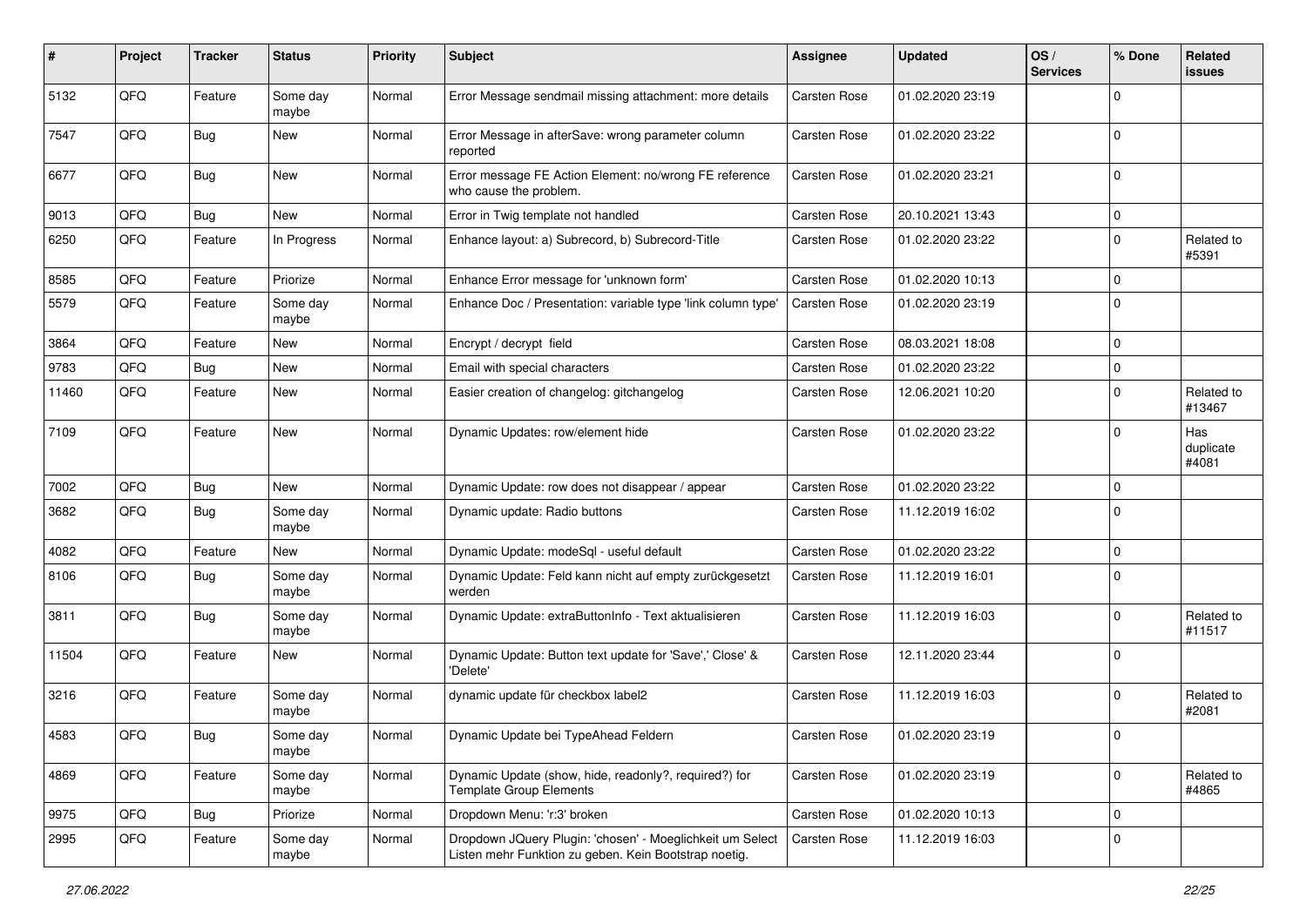| # | Project | Tracker | Status | Priority | Subject | Assignee | Updated | OS / Services | % Done | Related issues |
|---|---|---|---|---|---|---|---|---|---|---|
| 5132 | QFQ | Feature | Some day maybe | Normal | Error Message sendmail missing attachment: more details | Carsten Rose | 01.02.2020 23:19 | | 0 | |
| 7547 | QFQ | Bug | New | Normal | Error Message in afterSave: wrong parameter column reported | Carsten Rose | 01.02.2020 23:22 | | 0 | |
| 6677 | QFQ | Bug | New | Normal | Error message FE Action Element: no/wrong FE reference who cause the problem. | Carsten Rose | 01.02.2020 23:21 | | 0 | |
| 9013 | QFQ | Bug | New | Normal | Error in Twig template not handled | Carsten Rose | 20.10.2021 13:43 | | 0 | |
| 6250 | QFQ | Feature | In Progress | Normal | Enhance layout: a) Subrecord, b) Subrecord-Title | Carsten Rose | 01.02.2020 23:22 | | 0 | Related to #5391 |
| 8585 | QFQ | Feature | Priorize | Normal | Enhance Error message for 'unknown form' | Carsten Rose | 01.02.2020 10:13 | | 0 | |
| 5579 | QFQ | Feature | Some day maybe | Normal | Enhance Doc / Presentation: variable type 'link column type' | Carsten Rose | 01.02.2020 23:19 | | 0 | |
| 3864 | QFQ | Feature | New | Normal | Encrypt / decrypt field | Carsten Rose | 08.03.2021 18:08 | | 0 | |
| 9783 | QFQ | Bug | New | Normal | Email with special characters | Carsten Rose | 01.02.2020 23:22 | | 0 | |
| 11460 | QFQ | Feature | New | Normal | Easier creation of changelog: gitchangelog | Carsten Rose | 12.06.2021 10:20 | | 0 | Related to #13467 |
| 7109 | QFQ | Feature | New | Normal | Dynamic Updates: row/element hide | Carsten Rose | 01.02.2020 23:22 | | 0 | Has duplicate #4081 |
| 7002 | QFQ | Bug | New | Normal | Dynamic Update: row does not disappear / appear | Carsten Rose | 01.02.2020 23:22 | | 0 | |
| 3682 | QFQ | Bug | Some day maybe | Normal | Dynamic update: Radio buttons | Carsten Rose | 11.12.2019 16:02 | | 0 | |
| 4082 | QFQ | Feature | New | Normal | Dynamic Update: modeSql - useful default | Carsten Rose | 01.02.2020 23:22 | | 0 | |
| 8106 | QFQ | Bug | Some day maybe | Normal | Dynamic Update: Feld kann nicht auf empty zurückgesetzt werden | Carsten Rose | 11.12.2019 16:01 | | 0 | |
| 3811 | QFQ | Bug | Some day maybe | Normal | Dynamic Update: extraButtonInfo - Text aktualisieren | Carsten Rose | 11.12.2019 16:03 | | 0 | Related to #11517 |
| 11504 | QFQ | Feature | New | Normal | Dynamic Update: Button text update for 'Save',' Close' & 'Delete' | Carsten Rose | 12.11.2020 23:44 | | 0 | |
| 3216 | QFQ | Feature | Some day maybe | Normal | dynamic update für checkbox label2 | Carsten Rose | 11.12.2019 16:03 | | 0 | Related to #2081 |
| 4583 | QFQ | Bug | Some day maybe | Normal | Dynamic Update bei TypeAhead Feldern | Carsten Rose | 01.02.2020 23:19 | | 0 | |
| 4869 | QFQ | Feature | Some day maybe | Normal | Dynamic Update (show, hide, readonly?, required?) for Template Group Elements | Carsten Rose | 01.02.2020 23:19 | | 0 | Related to #4865 |
| 9975 | QFQ | Bug | Priorize | Normal | Dropdown Menu: 'r:3' broken | Carsten Rose | 01.02.2020 10:13 | | 0 | |
| 2995 | QFQ | Feature | Some day maybe | Normal | Dropdown JQuery Plugin: 'chosen' - Moeglichkeit um Select Listen mehr Funktion zu geben. Kein Bootstrap noetig. | Carsten Rose | 11.12.2019 16:03 | | 0 | |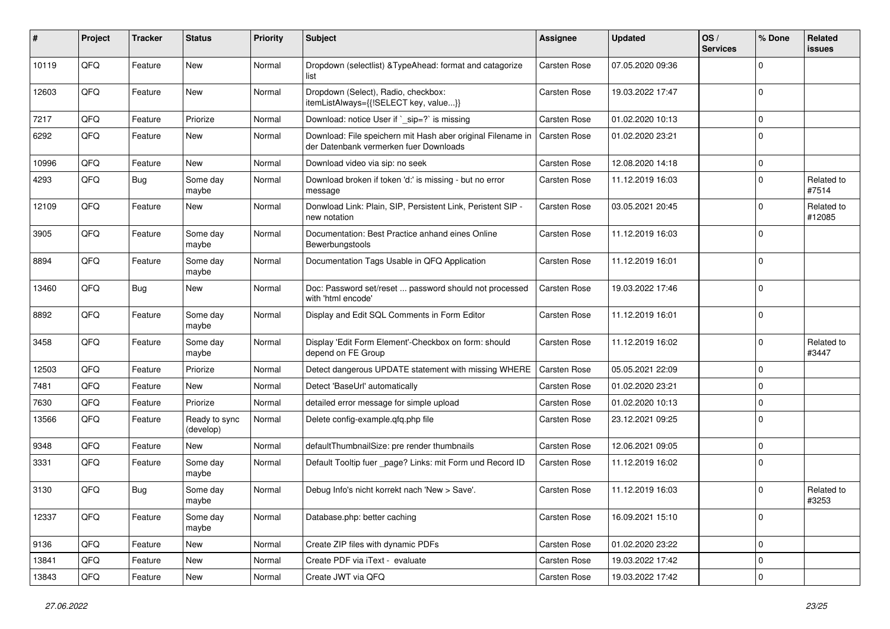| # | Project | Tracker | Status | Priority | Subject | Assignee | Updated | OS / Services | % Done | Related issues |
|---|---|---|---|---|---|---|---|---|---|---|
| 10119 | QFQ | Feature | New | Normal | Dropdown (selectlist) &TypeAhead: format and catagorize list | Carsten Rose | 07.05.2020 09:36 | | 0 | |
| 12603 | QFQ | Feature | New | Normal | Dropdown (Select), Radio, checkbox: itemListAlways={{!SELECT key, value...}} | Carsten Rose | 19.03.2022 17:47 | | 0 | |
| 7217 | QFQ | Feature | Priorize | Normal | Download: notice User if `_sip=?` is missing | Carsten Rose | 01.02.2020 10:13 | | 0 | |
| 6292 | QFQ | Feature | New | Normal | Download: File speichern mit Hash aber original Filename in der Datenbank vermerken fuer Downloads | Carsten Rose | 01.02.2020 23:21 | | 0 | |
| 10996 | QFQ | Feature | New | Normal | Download video via sip: no seek | Carsten Rose | 12.08.2020 14:18 | | 0 | |
| 4293 | QFQ | Bug | Some day maybe | Normal | Download broken if token 'd:' is missing - but no error message | Carsten Rose | 11.12.2019 16:03 | | 0 | Related to #7514 |
| 12109 | QFQ | Feature | New | Normal | Donwload Link: Plain, SIP, Persistent Link, Peristent SIP - new notation | Carsten Rose | 03.05.2021 20:45 | | 0 | Related to #12085 |
| 3905 | QFQ | Feature | Some day maybe | Normal | Documentation: Best Practice anhand eines Online Bewerbungstools | Carsten Rose | 11.12.2019 16:03 | | 0 | |
| 8894 | QFQ | Feature | Some day maybe | Normal | Documentation Tags Usable in QFQ Application | Carsten Rose | 11.12.2019 16:01 | | 0 | |
| 13460 | QFQ | Bug | New | Normal | Doc: Password set/reset ... password should not processed with 'html encode' | Carsten Rose | 19.03.2022 17:46 | | 0 | |
| 8892 | QFQ | Feature | Some day maybe | Normal | Display and Edit SQL Comments in Form Editor | Carsten Rose | 11.12.2019 16:01 | | 0 | |
| 3458 | QFQ | Feature | Some day maybe | Normal | Display 'Edit Form Element'-Checkbox on form: should depend on FE Group | Carsten Rose | 11.12.2019 16:02 | | 0 | Related to #3447 |
| 12503 | QFQ | Feature | Priorize | Normal | Detect dangerous UPDATE statement with missing WHERE | Carsten Rose | 05.05.2021 22:09 | | 0 | |
| 7481 | QFQ | Feature | New | Normal | Detect 'BaseUrl' automatically | Carsten Rose | 01.02.2020 23:21 | | 0 | |
| 7630 | QFQ | Feature | Priorize | Normal | detailed error message for simple upload | Carsten Rose | 01.02.2020 10:13 | | 0 | |
| 13566 | QFQ | Feature | Ready to sync (develop) | Normal | Delete config-example.qfq.php file | Carsten Rose | 23.12.2021 09:25 | | 0 | |
| 9348 | QFQ | Feature | New | Normal | defaultThumbnailSize: pre render thumbnails | Carsten Rose | 12.06.2021 09:05 | | 0 | |
| 3331 | QFQ | Feature | Some day maybe | Normal | Default Tooltip fuer _page? Links: mit Form und Record ID | Carsten Rose | 11.12.2019 16:02 | | 0 | |
| 3130 | QFQ | Bug | Some day maybe | Normal | Debug Info's nicht korrekt nach 'New > Save'. | Carsten Rose | 11.12.2019 16:03 | | 0 | Related to #3253 |
| 12337 | QFQ | Feature | Some day maybe | Normal | Database.php: better caching | Carsten Rose | 16.09.2021 15:10 | | 0 | |
| 9136 | QFQ | Feature | New | Normal | Create ZIP files with dynamic PDFs | Carsten Rose | 01.02.2020 23:22 | | 0 | |
| 13841 | QFQ | Feature | New | Normal | Create PDF via iText - evaluate | Carsten Rose | 19.03.2022 17:42 | | 0 | |
| 13843 | QFQ | Feature | New | Normal | Create JWT via QFQ | Carsten Rose | 19.03.2022 17:42 | | 0 | |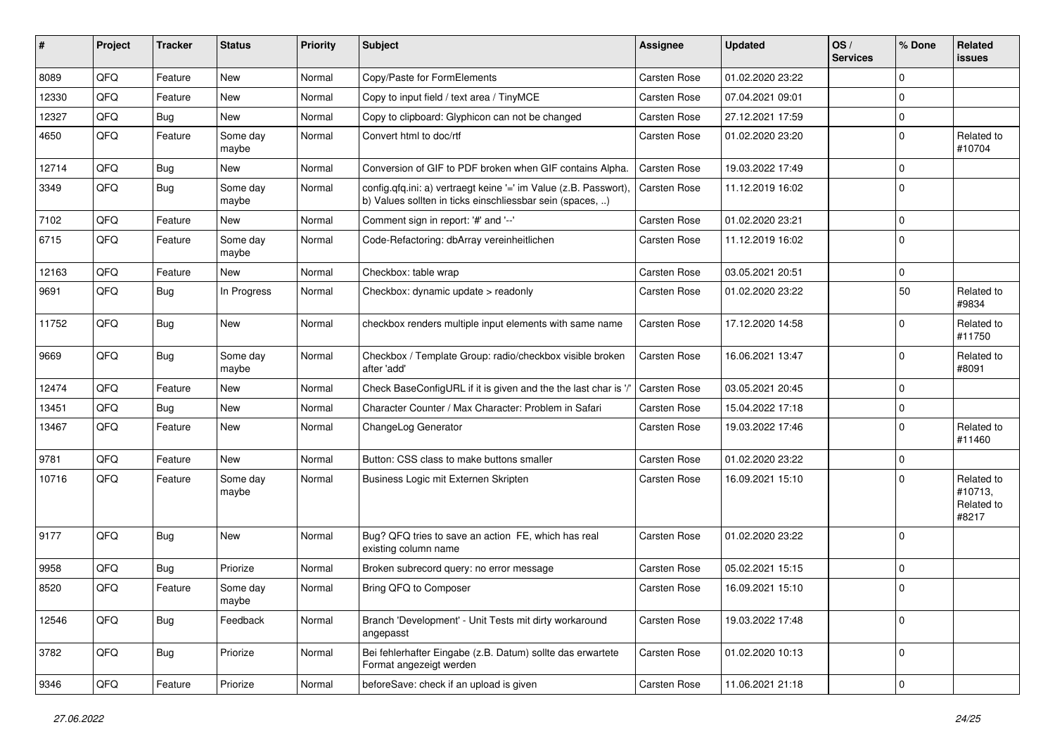| # | Project | Tracker | Status | Priority | Subject | Assignee | Updated | OS / Services | % Done | Related issues |
|---|---|---|---|---|---|---|---|---|---|---|
| 8089 | QFQ | Feature | New | Normal | Copy/Paste for FormElements | Carsten Rose | 01.02.2020 23:22 | | 0 | |
| 12330 | QFQ | Feature | New | Normal | Copy to input field / text area / TinyMCE | Carsten Rose | 07.04.2021 09:01 | | 0 | |
| 12327 | QFQ | Bug | New | Normal | Copy to clipboard: Glyphicon can not be changed | Carsten Rose | 27.12.2021 17:59 | | 0 | |
| 4650 | QFQ | Feature | Some day maybe | Normal | Convert html to doc/rtf | Carsten Rose | 01.02.2020 23:20 | | 0 | Related to #10704 |
| 12714 | QFQ | Bug | New | Normal | Conversion of GIF to PDF broken when GIF contains Alpha. | Carsten Rose | 19.03.2022 17:49 | | 0 | |
| 3349 | QFQ | Bug | Some day maybe | Normal | config.qfq.ini: a) vertraegt keine '=' im Value (z.B. Passwort), b) Values sollten in ticks einschliessbar sein (spaces, ..) | Carsten Rose | 11.12.2019 16:02 | | 0 | |
| 7102 | QFQ | Feature | New | Normal | Comment sign in report: '#' and '--' | Carsten Rose | 01.02.2020 23:21 | | 0 | |
| 6715 | QFQ | Feature | Some day maybe | Normal | Code-Refactoring: dbArray vereinheitlichen | Carsten Rose | 11.12.2019 16:02 | | 0 | |
| 12163 | QFQ | Feature | New | Normal | Checkbox: table wrap | Carsten Rose | 03.05.2021 20:51 | | 0 | |
| 9691 | QFQ | Bug | In Progress | Normal | Checkbox: dynamic update > readonly | Carsten Rose | 01.02.2020 23:22 | | 50 | Related to #9834 |
| 11752 | QFQ | Bug | New | Normal | checkbox renders multiple input elements with same name | Carsten Rose | 17.12.2020 14:58 | | 0 | Related to #11750 |
| 9669 | QFQ | Bug | Some day maybe | Normal | Checkbox / Template Group: radio/checkbox visible broken after 'add' | Carsten Rose | 16.06.2021 13:47 | | 0 | Related to #8091 |
| 12474 | QFQ | Feature | New | Normal | Check BaseConfigURL if it is given and the the last char is '/' | Carsten Rose | 03.05.2021 20:45 | | 0 | |
| 13451 | QFQ | Bug | New | Normal | Character Counter / Max Character: Problem in Safari | Carsten Rose | 15.04.2022 17:18 | | 0 | |
| 13467 | QFQ | Feature | New | Normal | ChangeLog Generator | Carsten Rose | 19.03.2022 17:46 | | 0 | Related to #11460 |
| 9781 | QFQ | Feature | New | Normal | Button: CSS class to make buttons smaller | Carsten Rose | 01.02.2020 23:22 | | 0 | |
| 10716 | QFQ | Feature | Some day maybe | Normal | Business Logic mit Externen Skripten | Carsten Rose | 16.09.2021 15:10 | | 0 | Related to #10713, Related to #8217 |
| 9177 | QFQ | Bug | New | Normal | Bug? QFQ tries to save an action FE, which has real existing column name | Carsten Rose | 01.02.2020 23:22 | | 0 | |
| 9958 | QFQ | Bug | Priorize | Normal | Broken subrecord query: no error message | Carsten Rose | 05.02.2021 15:15 | | 0 | |
| 8520 | QFQ | Feature | Some day maybe | Normal | Bring QFQ to Composer | Carsten Rose | 16.09.2021 15:10 | | 0 | |
| 12546 | QFQ | Bug | Feedback | Normal | Branch 'Development' - Unit Tests mit dirty workaround angepasst | Carsten Rose | 19.03.2022 17:48 | | 0 | |
| 3782 | QFQ | Bug | Priorize | Normal | Bei fehlerhafter Eingabe (z.B. Datum) sollte das erwartete Format angezeigt werden | Carsten Rose | 01.02.2020 10:13 | | 0 | |
| 9346 | QFQ | Feature | Priorize | Normal | beforeSave: check if an upload is given | Carsten Rose | 11.06.2021 21:18 | | 0 | |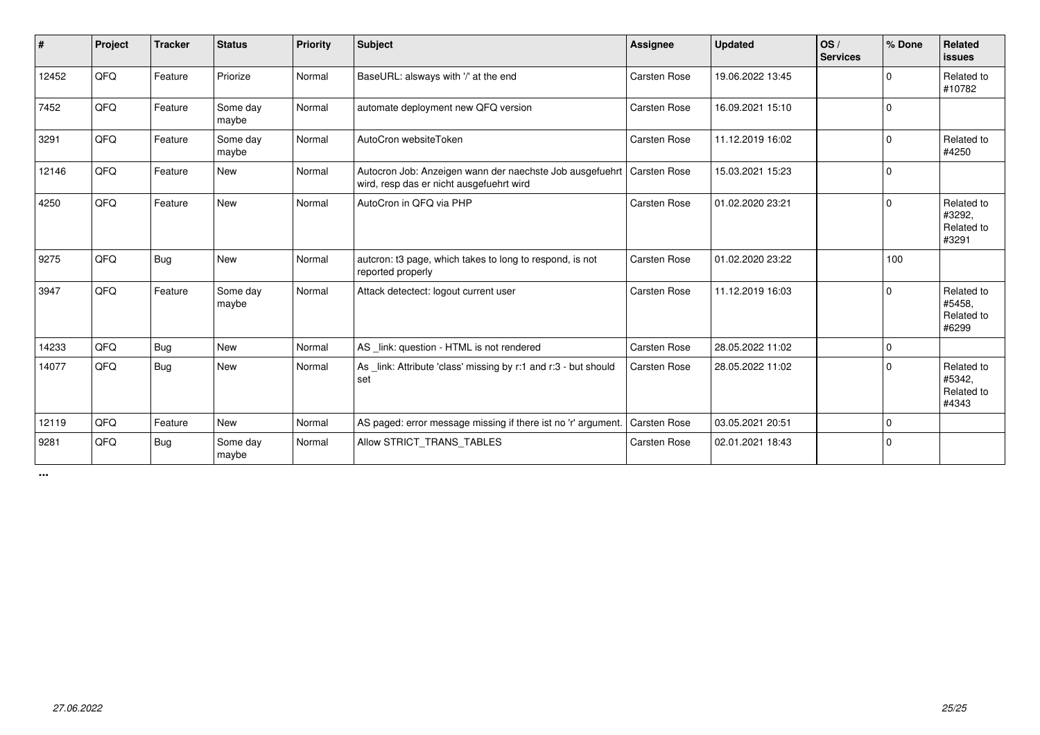| # | Project | Tracker | Status | Priority | Subject | Assignee | Updated | OS / Services | % Done | Related issues |
|---|---|---|---|---|---|---|---|---|---|---|
| 12452 | QFQ | Feature | Priorize | Normal | BaseURL: alsways with '/' at the end | Carsten Rose | 19.06.2022 13:45 | | 0 | Related to #10782 |
| 7452 | QFQ | Feature | Some day maybe | Normal | automate deployment new QFQ version | Carsten Rose | 16.09.2021 15:10 | | 0 | |
| 3291 | QFQ | Feature | Some day maybe | Normal | AutoCron websiteToken | Carsten Rose | 11.12.2019 16:02 | | 0 | Related to #4250 |
| 12146 | QFQ | Feature | New | Normal | Autocron Job: Anzeigen wann der naechste Job ausgefuehrt wird, resp das er nicht ausgefuehrt wird | Carsten Rose | 15.03.2021 15:23 | | 0 | |
| 4250 | QFQ | Feature | New | Normal | AutoCron in QFQ via PHP | Carsten Rose | 01.02.2020 23:21 | | 0 | Related to #3292, Related to #3291 |
| 9275 | QFQ | Bug | New | Normal | autcron: t3 page, which takes to long to respond, is not reported properly | Carsten Rose | 01.02.2020 23:22 | | 100 | |
| 3947 | QFQ | Feature | Some day maybe | Normal | Attack detectect: logout current user | Carsten Rose | 11.12.2019 16:03 | | 0 | Related to #5458, Related to #6299 |
| 14233 | QFQ | Bug | New | Normal | AS _link: question - HTML is not rendered | Carsten Rose | 28.05.2022 11:02 | | 0 | |
| 14077 | QFQ | Bug | New | Normal | As _link: Attribute 'class' missing by r:1 and r:3 - but should set | Carsten Rose | 28.05.2022 11:02 | | 0 | Related to #5342, Related to #4343 |
| 12119 | QFQ | Feature | New | Normal | AS paged: error message missing if there ist no 'r' argument. | Carsten Rose | 03.05.2021 20:51 | | 0 | |
| 9281 | QFQ | Bug | Some day maybe | Normal | Allow STRICT_TRANS_TABLES | Carsten Rose | 02.01.2021 18:43 | | 0 | |

...